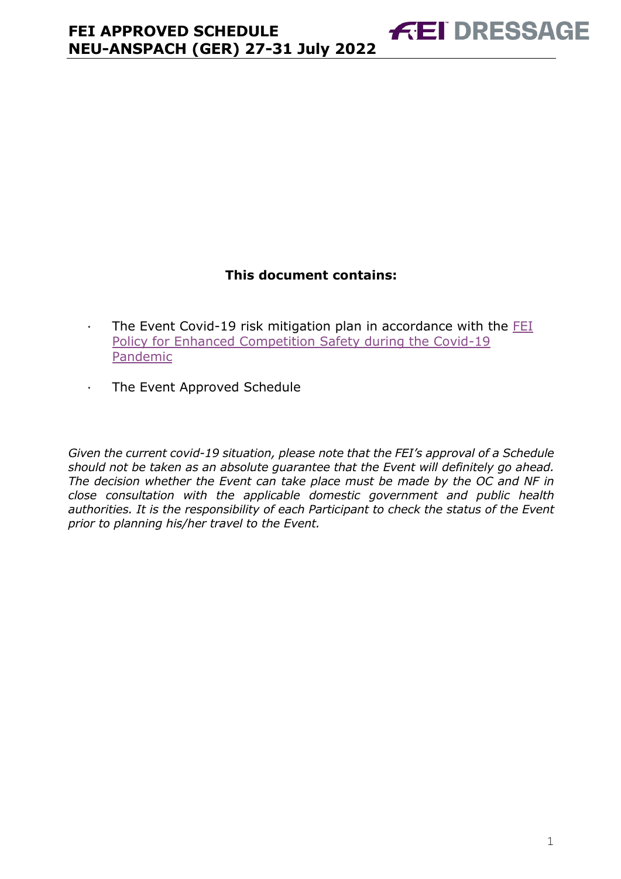**This document contains:**

- The Event Covid-19 risk mitigation plan in accordance with the FEI Policy for Enhanced Competition Safety during the Covid-19 Pandemic
- The Event Approved Schedule

*Given the current covid-19 situation, please note that the FEI's approval of a Schedule should not be taken as an absolute guarantee that the Event will definitely go ahead. The decision whether the Event can take place must be made by the OC and NF in close consultation with the applicable domestic government and public health authorities. It is the responsibility of each Participant to check the status of the Event prior to planning his/her travel to the Event.*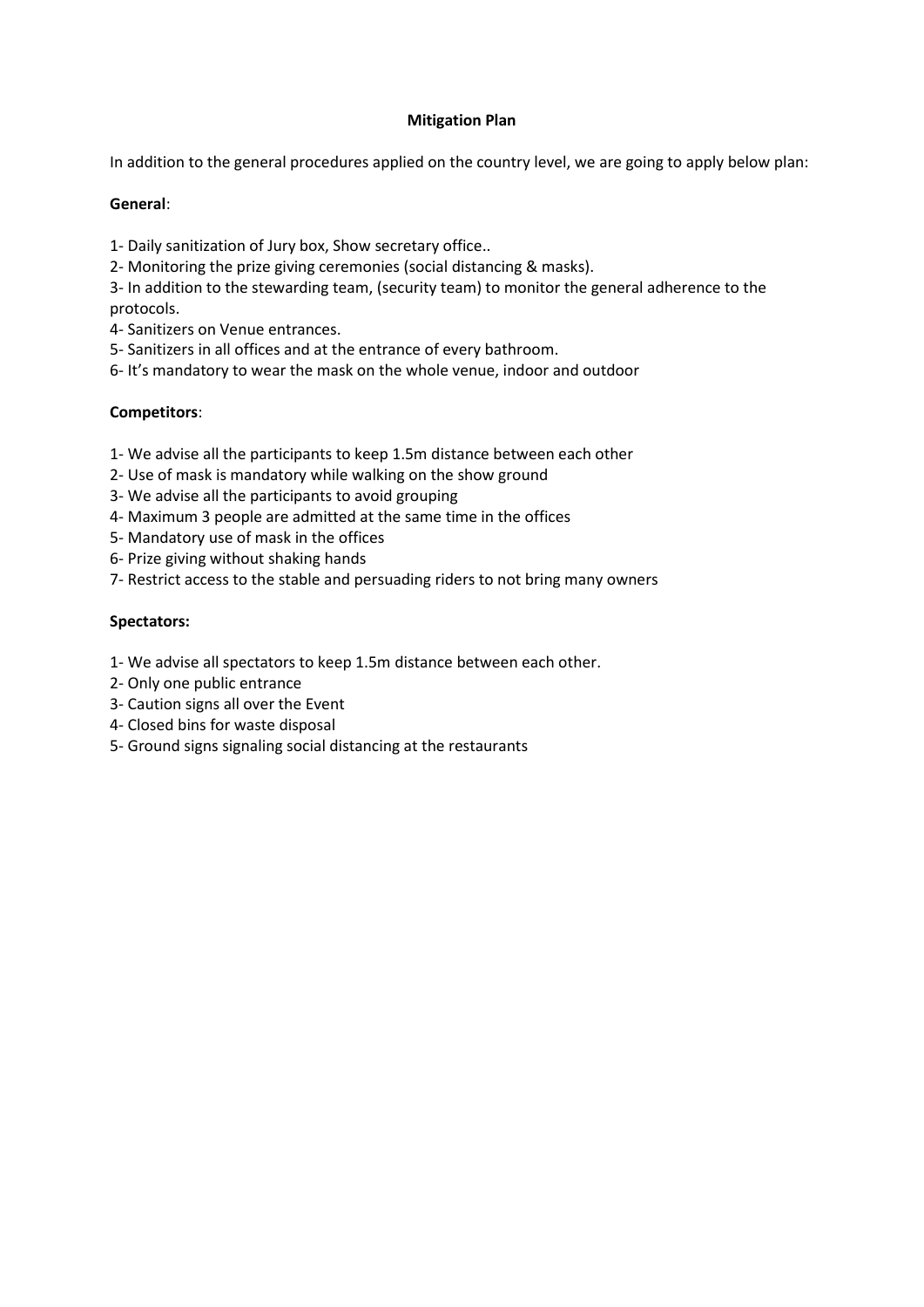**Mitigation Plan**

In addition to the general procedures applied on the country level, we are going to apply below plan:

**General**:

1- Daily sanitization of Jury box, Show secretary office..

2- Monitoring the prize giving ceremonies (social distancing & masks).

3- In addition to the stewarding team, (security team) to monitor the general adherence to the protocols.

4- Sanitizers on Venue entrances.

5- Sanitizers in all offices and at the entrance of every bathroom.

6- It's mandatory to wear the mask on the whole venue, indoor and outdoor

**Competitors**:

1- We advise all the participants to keep 1.5m distance between each other

2- Use of mask is mandatory while walking on the show ground

3- We advise all the participants to avoid grouping

4- Maximum 3 people are admitted at the same time in the offices

5- Mandatory use of mask in the offices

6- Prize giving without shaking hands

7- Restrict access to the stable and persuading riders to not bring many owners

**Spectators:**

1- We advise all spectators to keep 1.5m distance between each other.

2- Only one public entrance

3- Caution signs all over the Event

4- Closed bins for waste disposal

5- Ground signs signaling social distancing at the restaurants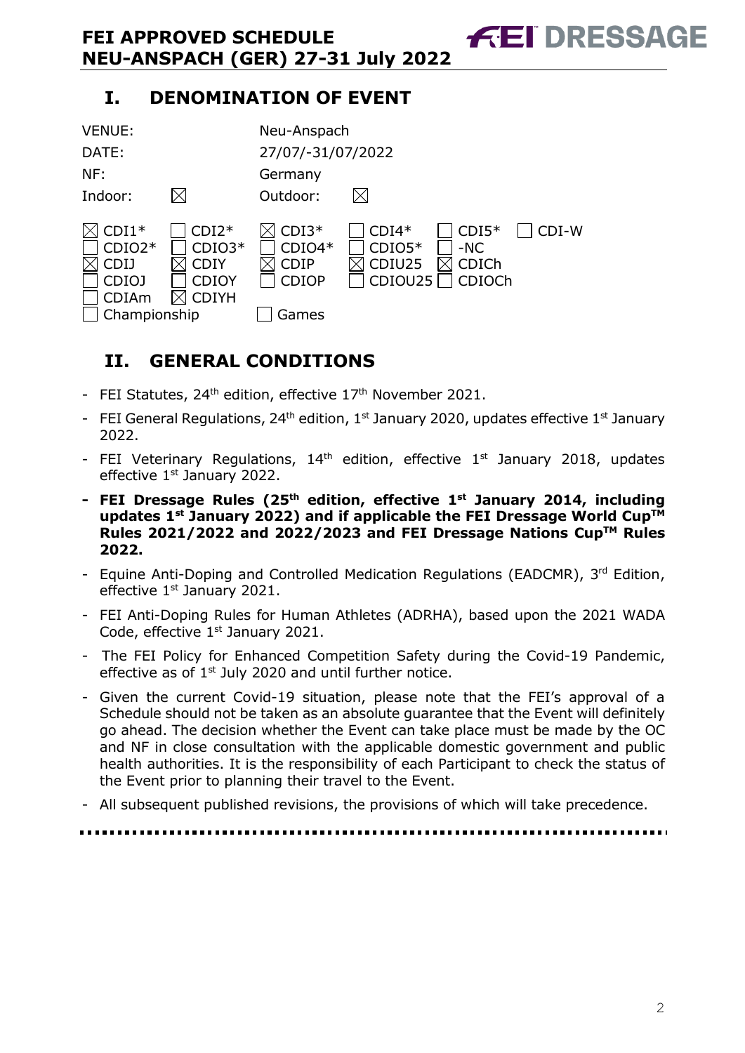# I. DENOMINATION OF EVENT

| | | | |
|---|---|---|---|
| VENUE: | | Neu-Anspach | |
| DATE: | | 27/07/-31/07/2022 | |
| NF: | | Germany | |
| Indoor: | ☒ | Outdoor: | ☒ |

| | | | | | |
|---|---|---|---|---|---|
| ☒ CDI1* | ☐ CDI2* | ☒ CDI3* | ☐ CDI4* | ☐ CDI5* | ☐ CDI-W |
| ☐ CDIO2* | ☐ CDIO3* | ☐ CDIO4* | ☐ CDIO5* | ☐ -NC | |
| ☒ CDIJ | ☒ CDIY | ☒ CDIP | ☒ CDIU25 | ☒ CDICh | |
| ☐ CDIOJ | ☐ CDIOY | ☐ CDIOP | ☐ CDIOU25 | ☐ CDIOCh | |
| ☐ CDIAm | ☒ CDIYH | | | | |
| ☐ Championship | | ☐ Games | | | |

# II. GENERAL CONDITIONS

- FEI Statutes, 24th edition, effective 17th November 2021.
- FEI General Regulations, 24th edition, 1st January 2020, updates effective 1st January 2022.
- FEI Veterinary Regulations, 14th edition, effective 1st January 2018, updates effective 1st January 2022.
- **FEI Dressage Rules (25th edition, effective 1st January 2014, including updates 1st January 2022) and if applicable the FEI Dressage World Cup™ Rules 2021/2022 and 2022/2023 and FEI Dressage Nations Cup™ Rules 2022.**
- Equine Anti-Doping and Controlled Medication Regulations (EADCMR), 3rd Edition, effective 1st January 2021.
- FEI Anti-Doping Rules for Human Athletes (ADRHA), based upon the 2021 WADA Code, effective 1st January 2021.
- The FEI Policy for Enhanced Competition Safety during the Covid-19 Pandemic, effective as of 1st July 2020 and until further notice.
- Given the current Covid-19 situation, please note that the FEI's approval of a Schedule should not be taken as an absolute guarantee that the Event will definitely go ahead. The decision whether the Event can take place must be made by the OC and NF in close consultation with the applicable domestic government and public health authorities. It is the responsibility of each Participant to check the status of the Event prior to planning their travel to the Event.
- All subsequent published revisions, the provisions of which will take precedence.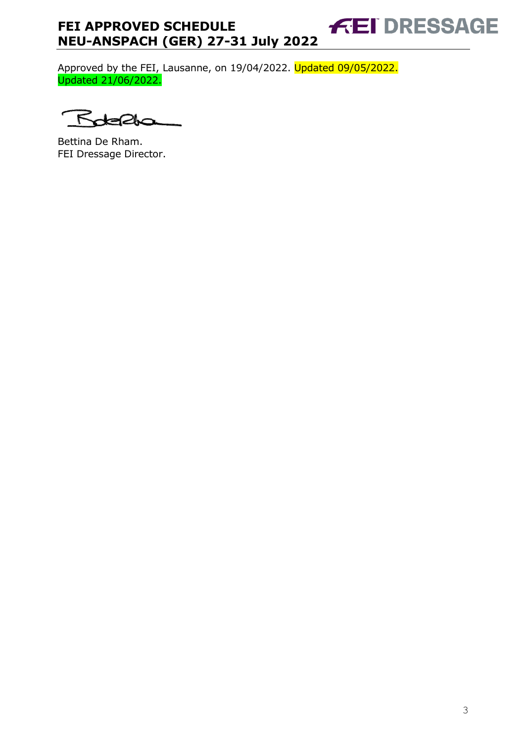Approved by the FEI, Lausanne, on 19/04/2022. Updated 09/05/2022. Updated 21/06/2022.

Bettina De Rham.
FEI Dressage Director.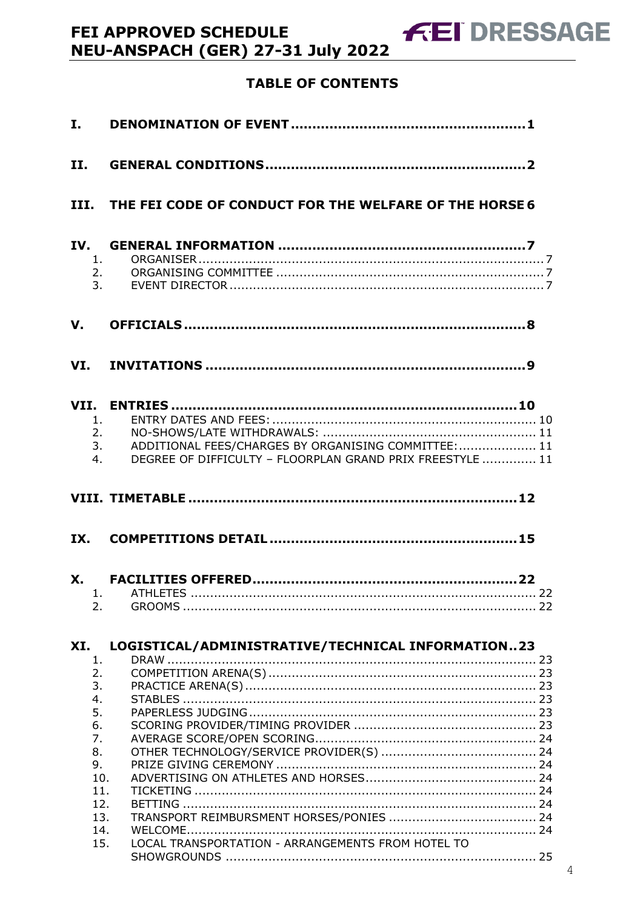# TABLE OF CONTENTS

**I. DENOMINATION OF EVENT ........................................................ 1**

**II. GENERAL CONDITIONS ........................................................ 2**

**III. THE FEI CODE OF CONDUCT FOR THE WELFARE OF THE HORSE 6**

**IV. GENERAL INFORMATION ........................................................ 7**

1. ORGANISER ........................................................ 7
2. ORGANISING COMMITTEE ........................................................ 7
3. EVENT DIRECTOR ........................................................ 7

**V. OFFICIALS ........................................................ 8**

**VI. INVITATIONS ........................................................ 9**

**VII. ENTRIES ........................................................ 10**

1. ENTRY DATES AND FEES: ........................................................ 10
2. NO-SHOWS/LATE WITHDRAWALS: ........................................................ 11
3. ADDITIONAL FEES/CHARGES BY ORGANISING COMMITTEE: ........................................................ 11
4. DEGREE OF DIFFICULTY – FLOORPLAN GRAND PRIX FREESTYLE ........................................................ 11

**VIII. TIMETABLE ........................................................ 12**

**IX. COMPETITIONS DETAIL ........................................................ 15**

**X. FACILITIES OFFERED ........................................................ 22**

1. ATHLETES ........................................................ 22
2. GROOMS ........................................................ 22

**XI. LOGISTICAL/ADMINISTRATIVE/TECHNICAL INFORMATION .. 23**

1. DRAW ........................................................ 23
2. COMPETITION ARENA(S) ........................................................ 23
3. PRACTICE ARENA(S) ........................................................ 23
4. STABLES ........................................................ 23
5. PAPERLESS JUDGING ........................................................ 23
6. SCORING PROVIDER/TIMING PROVIDER ........................................................ 23
7. AVERAGE SCORE/OPEN SCORING ........................................................ 24
8. OTHER TECHNOLOGY/SERVICE PROVIDER(S) ........................................................ 24
9. PRIZE GIVING CEREMONY ........................................................ 24
10. ADVERTISING ON ATHLETES AND HORSES ........................................................ 24
11. TICKETING ........................................................ 24
12. BETTING ........................................................ 24
13. TRANSPORT REIMBURSMENT HORSES/PONIES ........................................................ 24
14. WELCOME ........................................................ 24
15. LOCAL TRANSPORTATION - ARRANGEMENTS FROM HOTEL TO SHOWGROUNDS ........................................................ 25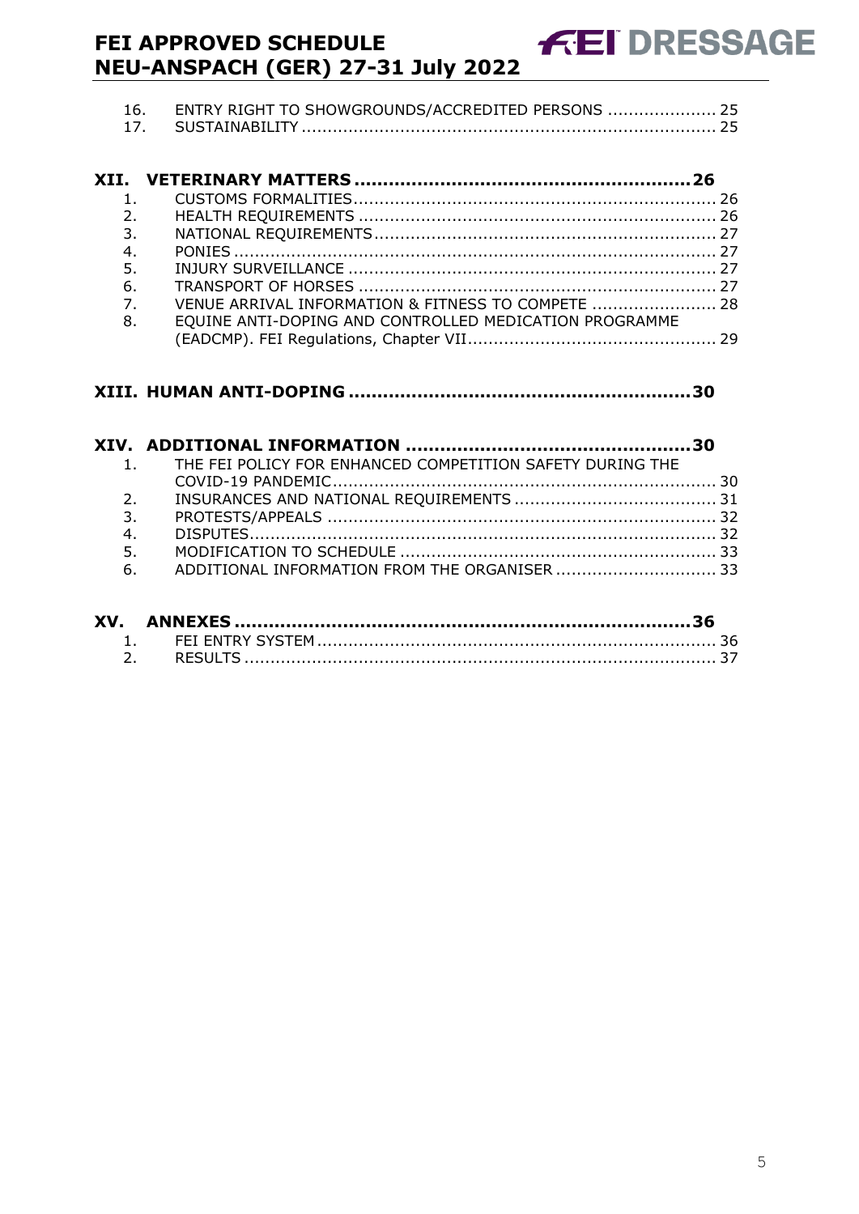16. ENTRY RIGHT TO SHOWGROUNDS/ACCREDITED PERSONS ..................... 25
17. SUSTAINABILITY ................................................................................ 25

**XII. VETERINARY MATTERS .........................................................26**

1. CUSTOMS FORMALITIES..................................................................... 26
2. HEALTH REQUIREMENTS .................................................................... 26
3. NATIONAL REQUIREMENTS.................................................................. 27
4. PONIES ............................................................................................ 27
5. INJURY SURVEILLANCE ...................................................................... 27
6. TRANSPORT OF HORSES ..................................................................... 27
7. VENUE ARRIVAL INFORMATION & FITNESS TO COMPETE ........................ 28
8. EQUINE ANTI-DOPING AND CONTROLLED MEDICATION PROGRAMME (EADCMP). FEI Regulations, Chapter VII................................................ 29

**XIII. HUMAN ANTI-DOPING ..........................................................30**

**XIV. ADDITIONAL INFORMATION .................................................30**

1. THE FEI POLICY FOR ENHANCED COMPETITION SAFETY DURING THE COVID-19 PANDEMIC.......................................................................... 30
2. INSURANCES AND NATIONAL REQUIREMENTS ....................................... 31
3. PROTESTS/APPEALS ........................................................................... 32
4. DISPUTES.......................................................................................... 32
5. MODIFICATION TO SCHEDULE ............................................................. 33
6. ADDITIONAL INFORMATION FROM THE ORGANISER ............................... 33

**XV. ANNEXES ..............................................................................36**

1. FEI ENTRY SYSTEM ............................................................................. 36
2. RESULTS ........................................................................................... 37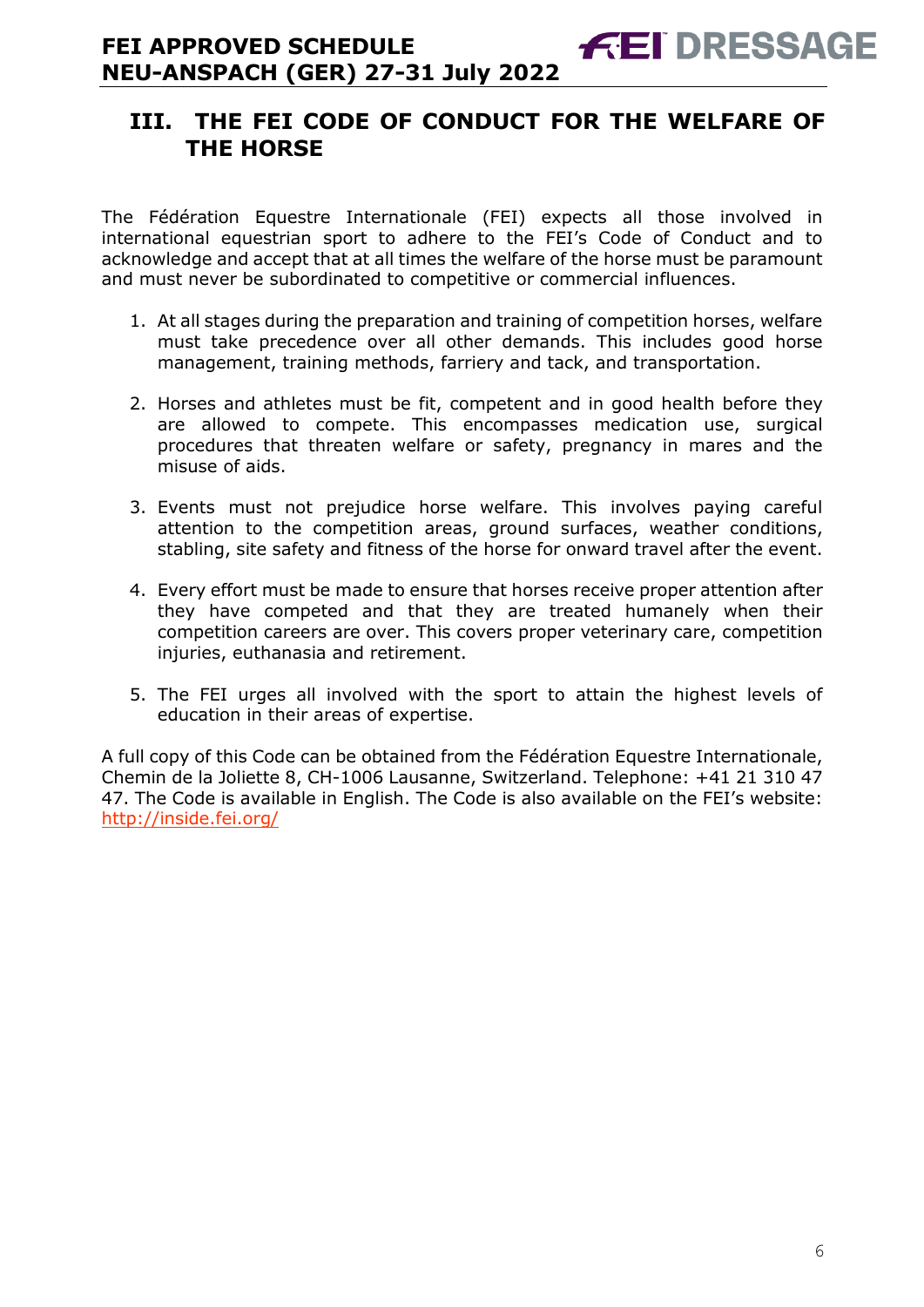## III. THE FEI CODE OF CONDUCT FOR THE WELFARE OF THE HORSE

The Fédération Equestre Internationale (FEI) expects all those involved in international equestrian sport to adhere to the FEI's Code of Conduct and to acknowledge and accept that at all times the welfare of the horse must be paramount and must never be subordinated to competitive or commercial influences.

1. At all stages during the preparation and training of competition horses, welfare must take precedence over all other demands. This includes good horse management, training methods, farriery and tack, and transportation.

2. Horses and athletes must be fit, competent and in good health before they are allowed to compete. This encompasses medication use, surgical procedures that threaten welfare or safety, pregnancy in mares and the misuse of aids.

3. Events must not prejudice horse welfare. This involves paying careful attention to the competition areas, ground surfaces, weather conditions, stabling, site safety and fitness of the horse for onward travel after the event.

4. Every effort must be made to ensure that horses receive proper attention after they have competed and that they are treated humanely when their competition careers are over. This covers proper veterinary care, competition injuries, euthanasia and retirement.

5. The FEI urges all involved with the sport to attain the highest levels of education in their areas of expertise.

A full copy of this Code can be obtained from the Fédération Equestre Internationale, Chemin de la Joliette 8, CH-1006 Lausanne, Switzerland. Telephone: +41 21 310 47 47. The Code is available in English. The Code is also available on the FEI's website: http://inside.fei.org/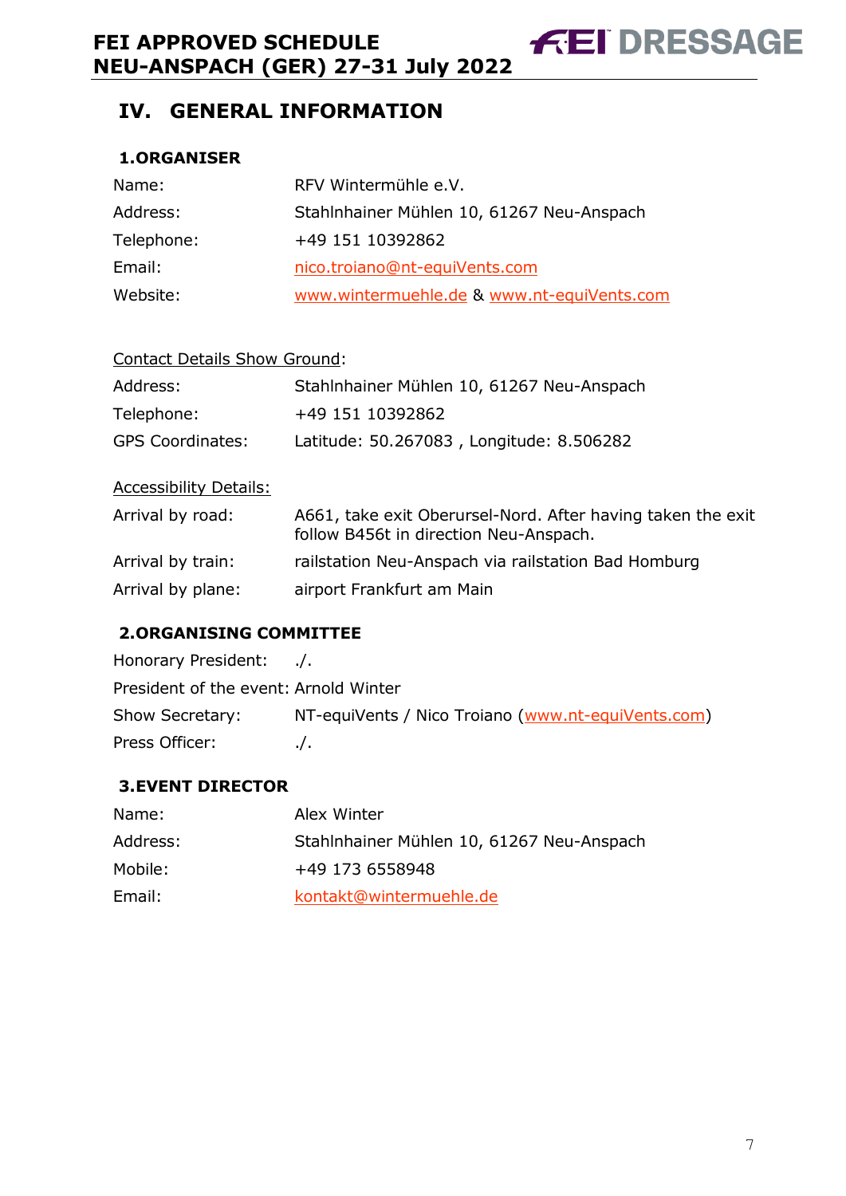# IV. GENERAL INFORMATION

## 1.ORGANISER

| | |
|---|---|
| Name: | RFV Wintermühle e.V. |
| Address: | Stahlnhainer Mühlen 10, 61267 Neu-Anspach |
| Telephone: | +49 151 10392862 |
| Email: | nico.troiano@nt-equiVents.com |
| Website: | www.wintermuehle.de & www.nt-equiVents.com |

Contact Details Show Ground:

| | |
|---|---|
| Address: | Stahlnhainer Mühlen 10, 61267 Neu-Anspach |
| Telephone: | +49 151 10392862 |
| GPS Coordinates: | Latitude: 50.267083 , Longitude: 8.506282 |

Accessibility Details:

| | |
|---|---|
| Arrival by road: | A661, take exit Oberursel-Nord. After having taken the exit follow B456t in direction Neu-Anspach. |
| Arrival by train: | railstation Neu-Anspach via railstation Bad Homburg |
| Arrival by plane: | airport Frankfurt am Main |

## 2.ORGANISING COMMITTEE

| | |
|---|---|
| Honorary President: | ./. |
| President of the event: | Arnold Winter |
| Show Secretary: | NT-equiVents / Nico Troiano (www.nt-equiVents.com) |
| Press Officer: | ./. |

## 3.EVENT DIRECTOR

| | |
|---|---|
| Name: | Alex Winter |
| Address: | Stahlnhainer Mühlen 10, 61267 Neu-Anspach |
| Mobile: | +49 173 6558948 |
| Email: | kontakt@wintermuehle.de |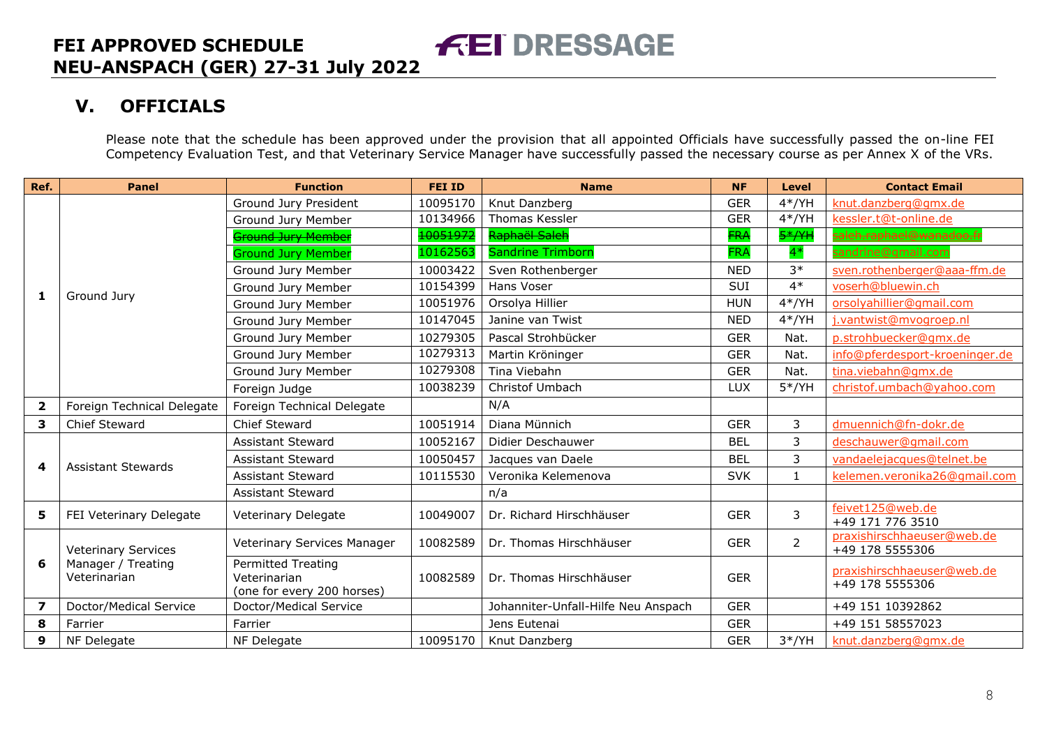# FEI APPROVED SCHEDULE
# NEU-ANSPACH (GER) 27-31 July 2022

FEI DRESSAGE

## V. OFFICIALS

Please note that the schedule has been approved under the provision that all appointed Officials have successfully passed the on-line FEI Competency Evaluation Test, and that Veterinary Service Manager have successfully passed the necessary course as per Annex X of the VRs.

| Ref. | Panel | Function | FEI ID | Name | NF | Level | Contact Email |
|---|---|---|---|---|---|---|---|
| 1 | Ground Jury | Ground Jury President | 10095170 | Knut Danzberg | GER | 4*/YH | knut.danzberg@gmx.de |
| | | Ground Jury Member | 10134966 | Thomas Kessler | GER | 4*/YH | kessler.t@t-online.de |
| | | ~~Ground Jury Member~~ | ~~10051972~~ | ~~Raphaël Saleh~~ | ~~FRA~~ | ~~5*/YH~~ | ~~saleh.raphael@wanadoo.fr~~ |
| | | Ground Jury Member | 10162563 | Sandrine Trimborn | FRA | 4* | sandrine@gmail.com |
| | | Ground Jury Member | 10003422 | Sven Rothenberger | NED | 3* | sven.rothenberger@aaa-ffm.de |
| | | Ground Jury Member | 10154399 | Hans Voser | SUI | 4* | voserh@bluewin.ch |
| | | Ground Jury Member | 10051976 | Orsolya Hillier | HUN | 4*/YH | orsolyahillier@gmail.com |
| | | Ground Jury Member | 10147045 | Janine van Twist | NED | 4*/YH | j.vantwist@mvogroep.nl |
| | | Ground Jury Member | 10279305 | Pascal Strohbücker | GER | Nat. | p.strohbuecker@gmx.de |
| | | Ground Jury Member | 10279313 | Martin Kröninger | GER | Nat. | info@pferdesport-kroeninger.de |
| | | Ground Jury Member | 10279308 | Tina Viebahn | GER | Nat. | tina.viebahn@gmx.de |
| | | Foreign Judge | 10038239 | Christof Umbach | LUX | 5*/YH | christof.umbach@yahoo.com |
| 2 | Foreign Technical Delegate | Foreign Technical Delegate | | N/A | | | |
| 3 | Chief Steward | Chief Steward | 10051914 | Diana Münnich | GER | 3 | dmuennich@fn-dokr.de |
| 4 | Assistant Stewards | Assistant Steward | 10052167 | Didier Deschauwer | BEL | 3 | deschauwer@gmail.com |
| | | Assistant Steward | 10050457 | Jacques van Daele | BEL | 3 | vandaelejacques@telnet.be |
| | | Assistant Steward | 10115530 | Veronika Kelemenova | SVK | 1 | kelemen.veronika26@gmail.com |
| | | Assistant Steward | | n/a | | | |
| 5 | FEI Veterinary Delegate | Veterinary Delegate | 10049007 | Dr. Richard Hirschhäuser | GER | 3 | feivet125@web.de +49 171 776 3510 |
| 6 | Veterinary Services Manager / Treating Veterinarian | Veterinary Services Manager | 10082589 | Dr. Thomas Hirschhäuser | GER | 2 | praxishirschhaeuser@web.de +49 178 5555306 |
| | | Permitted Treating Veterinarian (one for every 200 horses) | 10082589 | Dr. Thomas Hirschhäuser | GER | | praxishirschhaeuser@web.de +49 178 5555306 |
| 7 | Doctor/Medical Service | Doctor/Medical Service | | Johanniter-Unfall-Hilfe Neu Anspach | GER | | +49 151 10392862 |
| 8 | Farrier | Farrier | | Jens Eutenai | GER | | +49 151 58557023 |
| 9 | NF Delegate | NF Delegate | 10095170 | Knut Danzberg | GER | 3*/YH | knut.danzberg@gmx.de |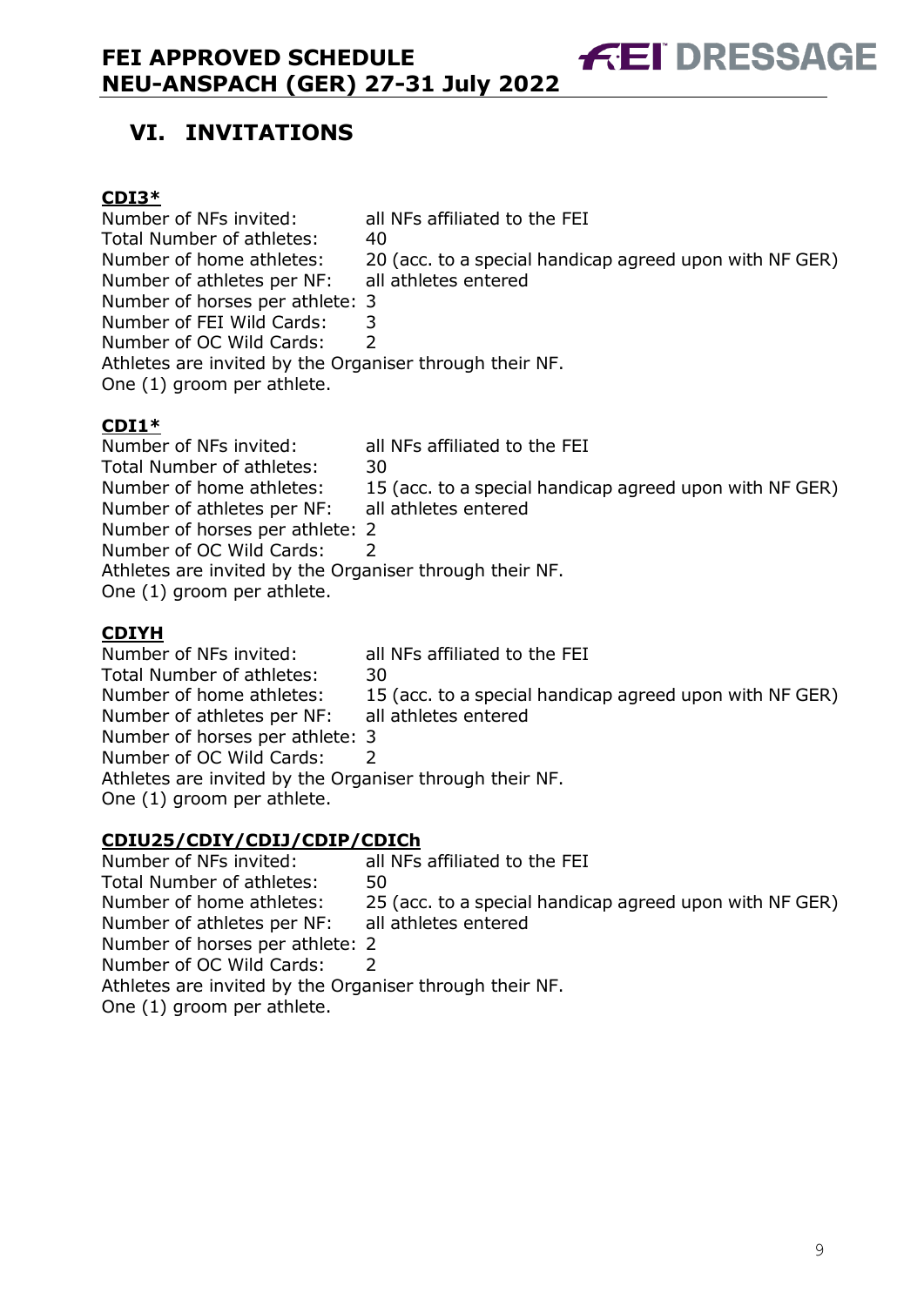## VI. INVITATIONS

### CDI3*

Number of NFs invited: all NFs affiliated to the FEI
Total Number of athletes: 40
Number of home athletes: 20 (acc. to a special handicap agreed upon with NF GER)
Number of athletes per NF: all athletes entered
Number of horses per athlete: 3
Number of FEI Wild Cards: 3
Number of OC Wild Cards: 2
Athletes are invited by the Organiser through their NF.
One (1) groom per athlete.

### CDI1*

Number of NFs invited: all NFs affiliated to the FEI
Total Number of athletes: 30
Number of home athletes: 15 (acc. to a special handicap agreed upon with NF GER)
Number of athletes per NF: all athletes entered
Number of horses per athlete: 2
Number of OC Wild Cards: 2
Athletes are invited by the Organiser through their NF.
One (1) groom per athlete.

### CDIYH

Number of NFs invited: all NFs affiliated to the FEI
Total Number of athletes: 30
Number of home athletes: 15 (acc. to a special handicap agreed upon with NF GER)
Number of athletes per NF: all athletes entered
Number of horses per athlete: 3
Number of OC Wild Cards: 2
Athletes are invited by the Organiser through their NF.
One (1) groom per athlete.

### CDIU25/CDIY/CDIJ/CDIP/CDICh

Number of NFs invited: all NFs affiliated to the FEI
Total Number of athletes: 50
Number of home athletes: 25 (acc. to a special handicap agreed upon with NF GER)
Number of athletes per NF: all athletes entered
Number of horses per athlete: 2
Number of OC Wild Cards: 2
Athletes are invited by the Organiser through their NF.
One (1) groom per athlete.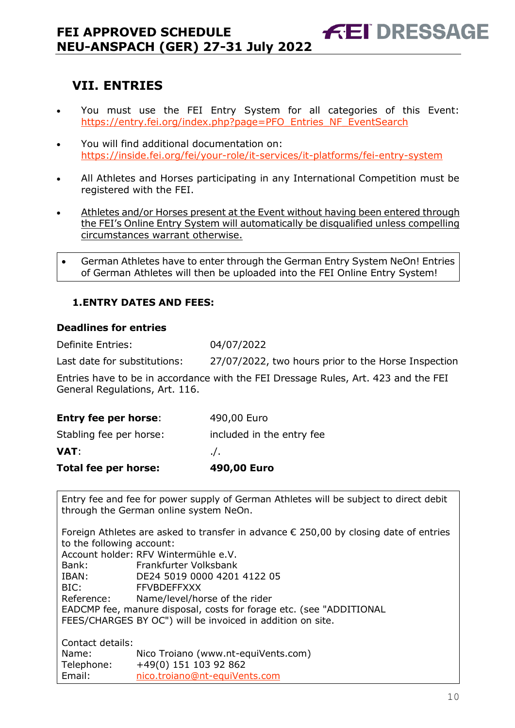## VII. ENTRIES

- You must use the FEI Entry System for all categories of this Event: https://entry.fei.org/index.php?page=PFO_Entries_NF_EventSearch
- You will find additional documentation on: https://inside.fei.org/fei/your-role/it-services/it-platforms/fei-entry-system
- All Athletes and Horses participating in any International Competition must be registered with the FEI.
- Athletes and/or Horses present at the Event without having been entered through the FEI's Online Entry System will automatically be disqualified unless compelling circumstances warrant otherwise.

- German Athletes have to enter through the German Entry System NeOn! Entries of German Athletes will then be uploaded into the FEI Online Entry System!

### 1. ENTRY DATES AND FEES:

**Deadlines for entries**

| | |
|---|---|
| Definite Entries: | 04/07/2022 |
| Last date for substitutions: | 27/07/2022, two hours prior to the Horse Inspection |

Entries have to be in accordance with the FEI Dressage Rules, Art. 423 and the FEI General Regulations, Art. 116.

| | |
|---|---|
| **Entry fee per horse**: | 490,00 Euro |
| Stabling fee per horse: | included in the entry fee |
| **VAT**: | ./. |
| **Total fee per horse:** | **490,00 Euro** |

Entry fee and fee for power supply of German Athletes will be subject to direct debit through the German online system NeOn.

Foreign Athletes are asked to transfer in advance € 250,00 by closing date of entries to the following account:
Account holder: RFV Wintermühle e.V.
Bank: Frankfurter Volksbank
IBAN: DE24 5019 0000 4201 4122 05
BIC: FFVBDEFFXXX
Reference: Name/level/horse of the rider
EADCMP fee, manure disposal, costs for forage etc. (see "ADDITIONAL FEES/CHARGES BY OC") will be invoiced in addition on site.

Contact details:
Name: Nico Troiano (www.nt-equiVents.com)
Telephone: +49(0) 151 103 92 862
Email: nico.troiano@nt-equiVents.com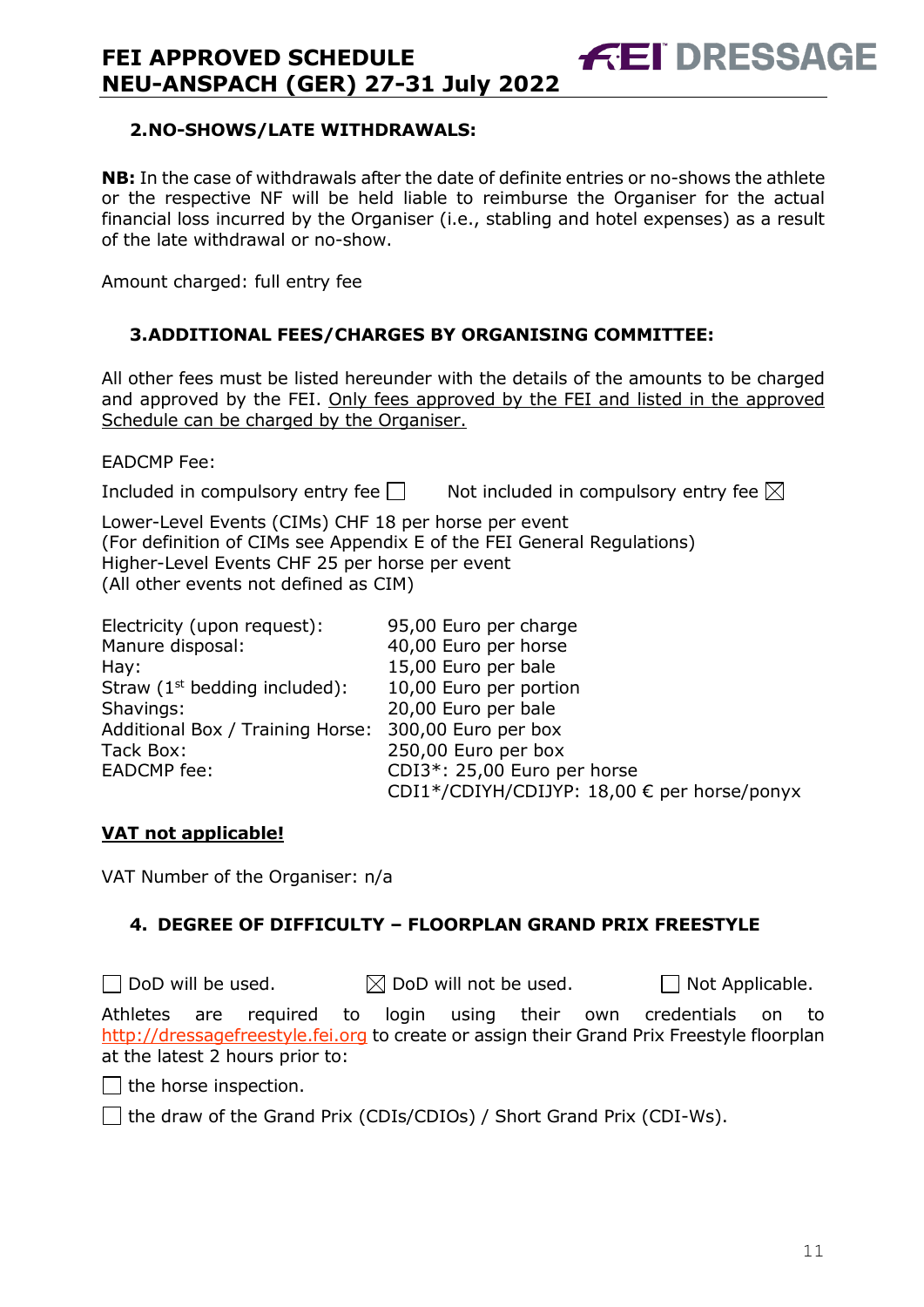## 2. NO-SHOWS/LATE WITHDRAWALS:

**NB:** In the case of withdrawals after the date of definite entries or no-shows the athlete or the respective NF will be held liable to reimburse the Organiser for the actual financial loss incurred by the Organiser (i.e., stabling and hotel expenses) as a result of the late withdrawal or no-show.

Amount charged: full entry fee

## 3. ADDITIONAL FEES/CHARGES BY ORGANISING COMMITTEE:

All other fees must be listed hereunder with the details of the amounts to be charged and approved by the FEI. Only fees approved by the FEI and listed in the approved Schedule can be charged by the Organiser.

EADCMP Fee:

Included in compulsory entry fee ☐  Not included in compulsory entry fee ☒

Lower-Level Events (CIMs) CHF 18 per horse per event
(For definition of CIMs see Appendix E of the FEI General Regulations)
Higher-Level Events CHF 25 per horse per event
(All other events not defined as CIM)

| | |
|---|---|
| Electricity (upon request): | 95,00 Euro per charge |
| Manure disposal: | 40,00 Euro per horse |
| Hay: | 15,00 Euro per bale |
| Straw (1st bedding included): | 10,00 Euro per portion |
| Shavings: | 20,00 Euro per bale |
| Additional Box / Training Horse: | 300,00 Euro per box |
| Tack Box: | 250,00 Euro per box |
| EADCMP fee: | CDI3*: 25,00 Euro per horse<br>CDI1*/CDIYH/CDIJYP: 18,00 € per horse/ponyx |

**VAT not applicable!**

VAT Number of the Organiser: n/a

## 4. DEGREE OF DIFFICULTY – FLOORPLAN GRAND PRIX FREESTYLE

☐ DoD will be used.  ☒ DoD will not be used.  ☐ Not Applicable.

Athletes are required to login using their own credentials on to http://dressagefreestyle.fei.org to create or assign their Grand Prix Freestyle floorplan at the latest 2 hours prior to:

☐ the horse inspection.

☐ the draw of the Grand Prix (CDIs/CDIOs) / Short Grand Prix (CDI-Ws).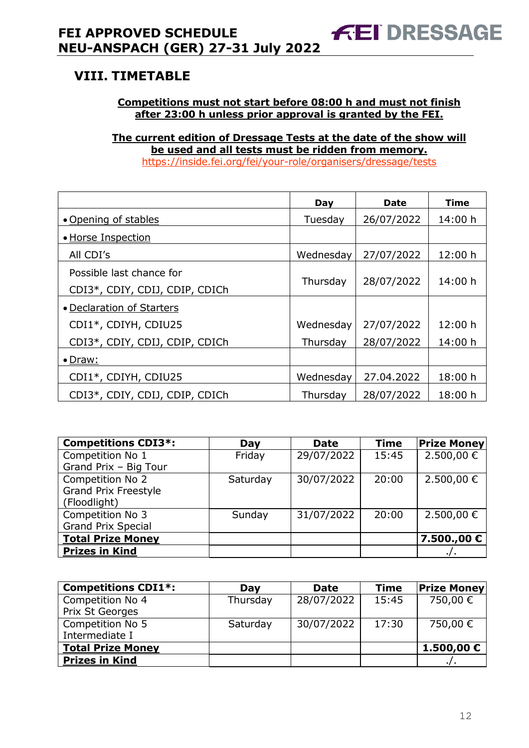## VIII. TIMETABLE

**Competitions must not start before 08:00 h and must not finish after 23:00 h unless prior approval is granted by the FEI.**

**The current edition of Dressage Tests at the date of the show will be used and all tests must be ridden from memory.**
https://inside.fei.org/fei/your-role/organisers/dressage/tests

| | Day | Date | Time |
|---|---|---|---|
| • Opening of stables | Tuesday | 26/07/2022 | 14:00 h |
| • Horse Inspection | | | |
| All CDI's | Wednesday | 27/07/2022 | 12:00 h |
| Possible last chance for CDI3*, CDIY, CDIJ, CDIP, CDICh | Thursday | 28/07/2022 | 14:00 h |
| • Declaration of Starters | | | |
| CDI1*, CDIYH, CDIU25 | Wednesday | 27/07/2022 | 12:00 h |
| CDI3*, CDIY, CDIJ, CDIP, CDICh | Thursday | 28/07/2022 | 14:00 h |
| • Draw: | | | |
| CDI1*, CDIYH, CDIU25 | Wednesday | 27.04.2022 | 18:00 h |
| CDI3*, CDIY, CDIJ, CDIP, CDICh | Thursday | 28/07/2022 | 18:00 h |

| **Competitions CDI3*:** | **Day** | **Date** | **Time** | **Prize Money** |
|---|---|---|---|---|
| Competition No 1 Grand Prix – Big Tour | Friday | 29/07/2022 | 15:45 | 2.500,00 € |
| Competition No 2 Grand Prix Freestyle (Floodlight) | Saturday | 30/07/2022 | 20:00 | 2.500,00 € |
| Competition No 3 Grand Prix Special | Sunday | 31/07/2022 | 20:00 | 2.500,00 € |
| **Total Prize Money** | | | | **7.500.,00 €** |
| **Prizes in Kind** | | | | ./. |

| **Competitions CDI1*:** | **Day** | **Date** | **Time** | **Prize Money** |
|---|---|---|---|---|
| Competition No 4 Prix St Georges | Thursday | 28/07/2022 | 15:45 | 750,00 € |
| Competition No 5 Intermediate I | Saturday | 30/07/2022 | 17:30 | 750,00 € |
| **Total Prize Money** | | | | **1.500,00 €** |
| **Prizes in Kind** | | | | ./. |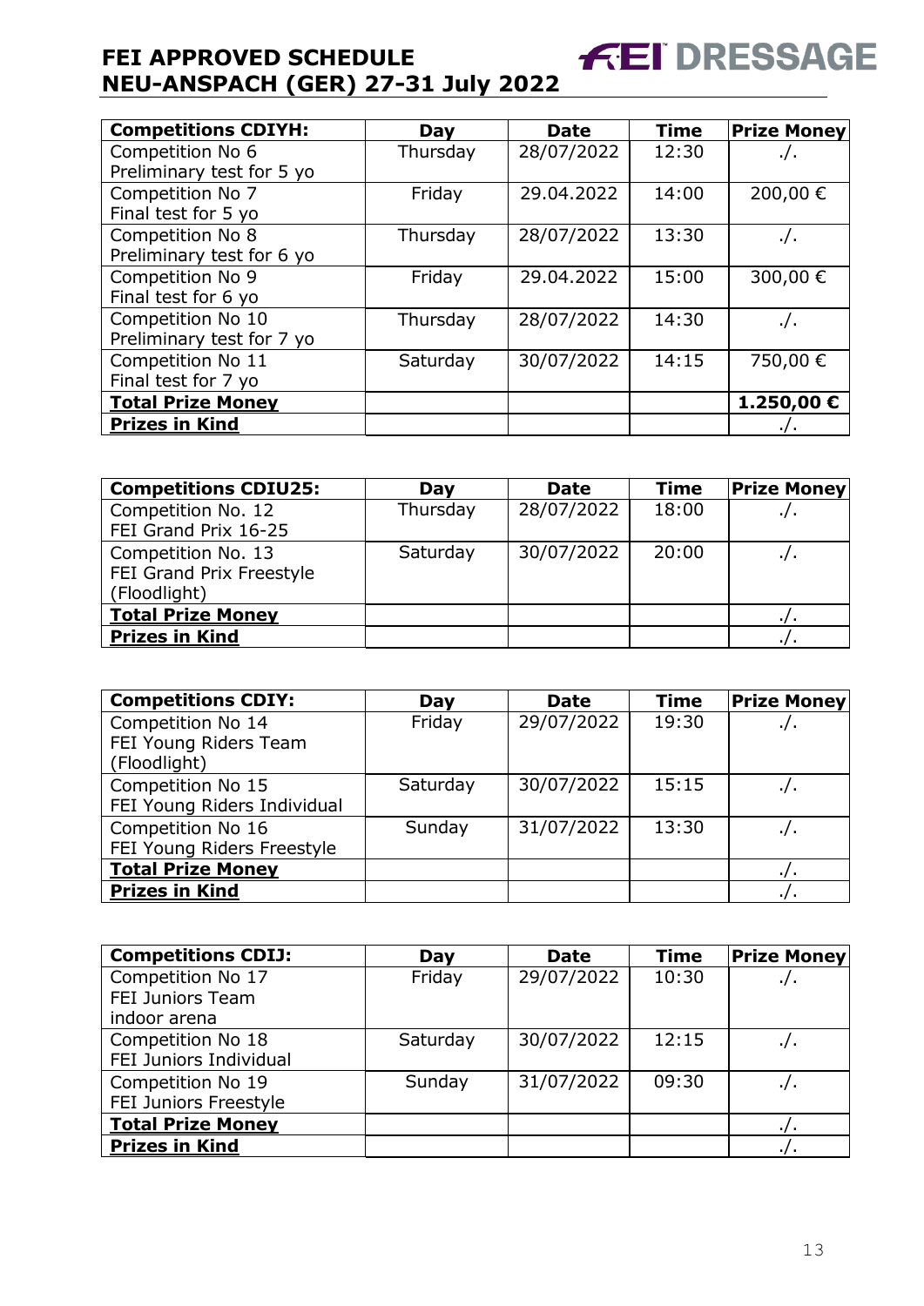| **Competitions CDIYH:** | **Day** | **Date** | **Time** | **Prize Money** |
|---|---|---|---|---|
| Competition No 6 Preliminary test for 5 yo | Thursday | 28/07/2022 | 12:30 | ./. |
| Competition No 7 Final test for 5 yo | Friday | 29.04.2022 | 14:00 | 200,00 € |
| Competition No 8 Preliminary test for 6 yo | Thursday | 28/07/2022 | 13:30 | ./. |
| Competition No 9 Final test for 6 yo | Friday | 29.04.2022 | 15:00 | 300,00 € |
| Competition No 10 Preliminary test for 7 yo | Thursday | 28/07/2022 | 14:30 | ./. |
| Competition No 11 Final test for 7 yo | Saturday | 30/07/2022 | 14:15 | 750,00 € |
| **Total Prize Money** | | | | **1.250,00 €** |
| **Prizes in Kind** | | | | ./. |

| **Competitions CDIU25:** | **Day** | **Date** | **Time** | **Prize Money** |
|---|---|---|---|---|
| Competition No. 12 FEI Grand Prix 16-25 | Thursday | 28/07/2022 | 18:00 | ./. |
| Competition No. 13 FEI Grand Prix Freestyle (Floodlight) | Saturday | 30/07/2022 | 20:00 | ./. |
| **Total Prize Money** | | | | ./. |
| **Prizes in Kind** | | | | ./. |

| **Competitions CDIY:** | **Day** | **Date** | **Time** | **Prize Money** |
|---|---|---|---|---|
| Competition No 14 FEI Young Riders Team (Floodlight) | Friday | 29/07/2022 | 19:30 | ./. |
| Competition No 15 FEI Young Riders Individual | Saturday | 30/07/2022 | 15:15 | ./. |
| Competition No 16 FEI Young Riders Freestyle | Sunday | 31/07/2022 | 13:30 | ./. |
| **Total Prize Money** | | | | ./. |
| **Prizes in Kind** | | | | ./. |

| **Competitions CDIJ:** | **Day** | **Date** | **Time** | **Prize Money** |
|---|---|---|---|---|
| Competition No 17 FEI Juniors Team indoor arena | Friday | 29/07/2022 | 10:30 | ./. |
| Competition No 18 FEI Juniors Individual | Saturday | 30/07/2022 | 12:15 | ./. |
| Competition No 19 FEI Juniors Freestyle | Sunday | 31/07/2022 | 09:30 | ./. |
| **Total Prize Money** | | | | ./. |
| **Prizes in Kind** | | | | ./. |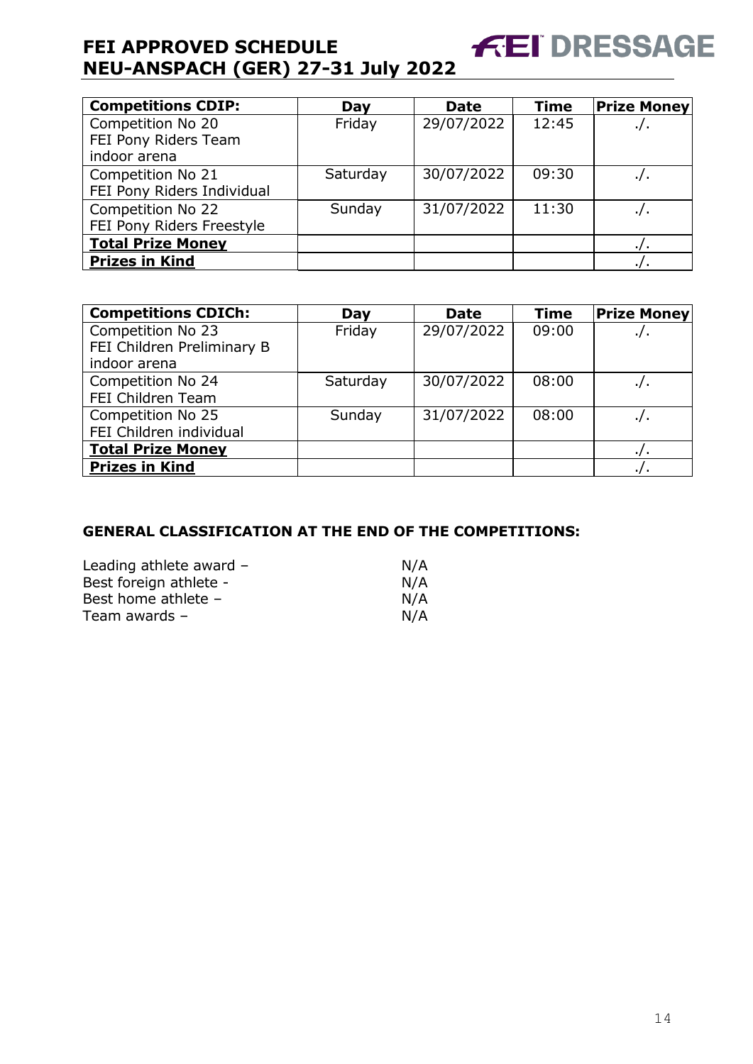| Competitions CDIP: | Day | Date | Time | Prize Money |
|---|---|---|---|---|
| Competition No 20 FEI Pony Riders Team indoor arena | Friday | 29/07/2022 | 12:45 | ./. |
| Competition No 21 FEI Pony Riders Individual | Saturday | 30/07/2022 | 09:30 | ./. |
| Competition No 22 FEI Pony Riders Freestyle | Sunday | 31/07/2022 | 11:30 | ./. |
| **Total Prize Money** | | | | ./. |
| **Prizes in Kind** | | | | ./. |

| Competitions CDICh: | Day | Date | Time | Prize Money |
|---|---|---|---|---|
| Competition No 23 FEI Children Preliminary B indoor arena | Friday | 29/07/2022 | 09:00 | ./. |
| Competition No 24 FEI Children Team | Saturday | 30/07/2022 | 08:00 | ./. |
| Competition No 25 FEI Children individual | Sunday | 31/07/2022 | 08:00 | ./. |
| **Total Prize Money** | | | | ./. |
| **Prizes in Kind** | | | | ./. |

## GENERAL CLASSIFICATION AT THE END OF THE COMPETITIONS:

Leading athlete award – N/A
Best foreign athlete - N/A
Best home athlete – N/A
Team awards – N/A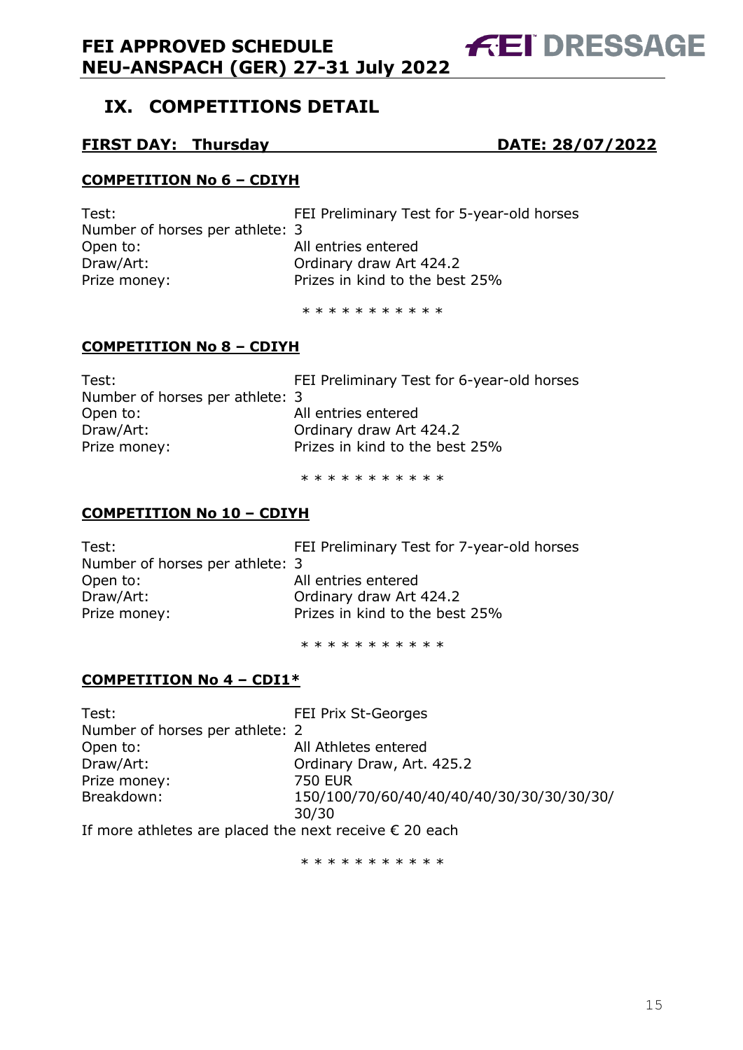## IX. COMPETITIONS DETAIL

**FIRST DAY: Thursday** **DATE: 28/07/2022**

**COMPETITION No 6 – CDIYH**

Test: FEI Preliminary Test for 5-year-old horses
Number of horses per athlete: 3
Open to: All entries entered
Draw/Art: Ordinary draw Art 424.2
Prize money: Prizes in kind to the best 25%

* * * * * * * * * * *

**COMPETITION No 8 – CDIYH**

Test: FEI Preliminary Test for 6-year-old horses
Number of horses per athlete: 3
Open to: All entries entered
Draw/Art: Ordinary draw Art 424.2
Prize money: Prizes in kind to the best 25%

* * * * * * * * * * *

**COMPETITION No 10 – CDIYH**

Test: FEI Preliminary Test for 7-year-old horses
Number of horses per athlete: 3
Open to: All entries entered
Draw/Art: Ordinary draw Art 424.2
Prize money: Prizes in kind to the best 25%

* * * * * * * * * * *

**COMPETITION No 4 – CDI1***

Test: FEI Prix St-Georges
Number of horses per athlete: 2
Open to: All Athletes entered
Draw/Art: Ordinary Draw, Art. 425.2
Prize money: 750 EUR
Breakdown: 150/100/70/60/40/40/40/40/30/30/30/30/30/30

If more athletes are placed the next receive € 20 each

* * * * * * * * * * *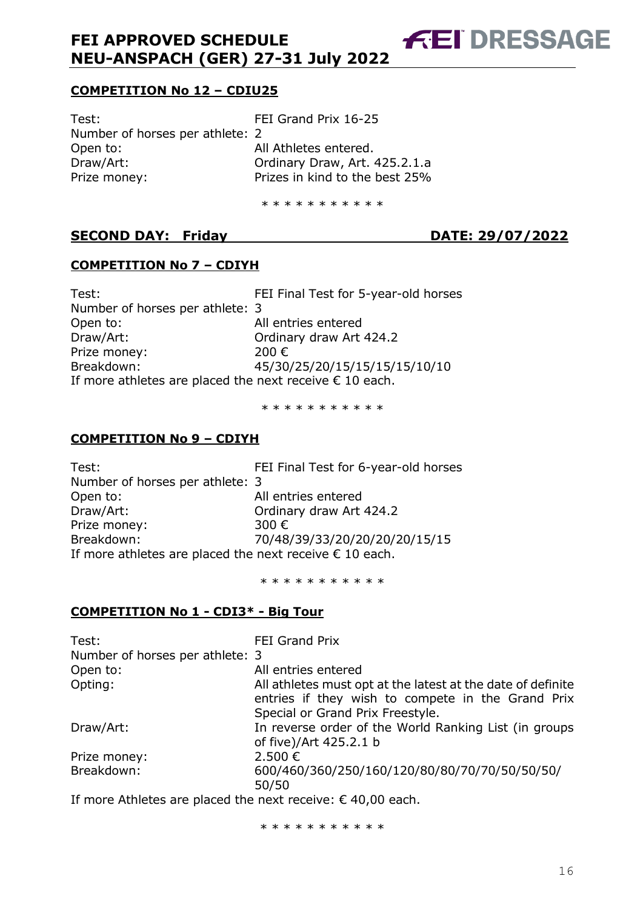### COMPETITION No 12 – CDIU25

Test: FEI Grand Prix 16-25
Number of horses per athlete: 2
Open to: All Athletes entered.
Draw/Art: Ordinary Draw, Art. 425.2.1.a
Prize money: Prizes in kind to the best 25%

* * * * * * * * * * *

## SECOND DAY: Friday DATE: 29/07/2022

### COMPETITION No 7 – CDIYH

Test: FEI Final Test for 5-year-old horses
Number of horses per athlete: 3
Open to: All entries entered
Draw/Art: Ordinary draw Art 424.2
Prize money: 200 €
Breakdown: 45/30/25/20/15/15/15/15/10/10
If more athletes are placed the next receive € 10 each.

* * * * * * * * * * *

### COMPETITION No 9 – CDIYH

Test: FEI Final Test for 6-year-old horses
Number of horses per athlete: 3
Open to: All entries entered
Draw/Art: Ordinary draw Art 424.2
Prize money: 300 €
Breakdown: 70/48/39/33/20/20/20/20/15/15
If more athletes are placed the next receive € 10 each.

* * * * * * * * * * *

### COMPETITION No 1 - CDI3* - Big Tour

Test: FEI Grand Prix
Number of horses per athlete: 3
Open to: All entries entered
Opting: All athletes must opt at the latest at the date of definite entries if they wish to compete in the Grand Prix Special or Grand Prix Freestyle.
Draw/Art: In reverse order of the World Ranking List (in groups of five)/Art 425.2.1 b
Prize money: 2.500 €
Breakdown: 600/460/360/250/160/120/80/80/70/70/50/50/50/50
If more Athletes are placed the next receive: € 40,00 each.

* * * * * * * * * * *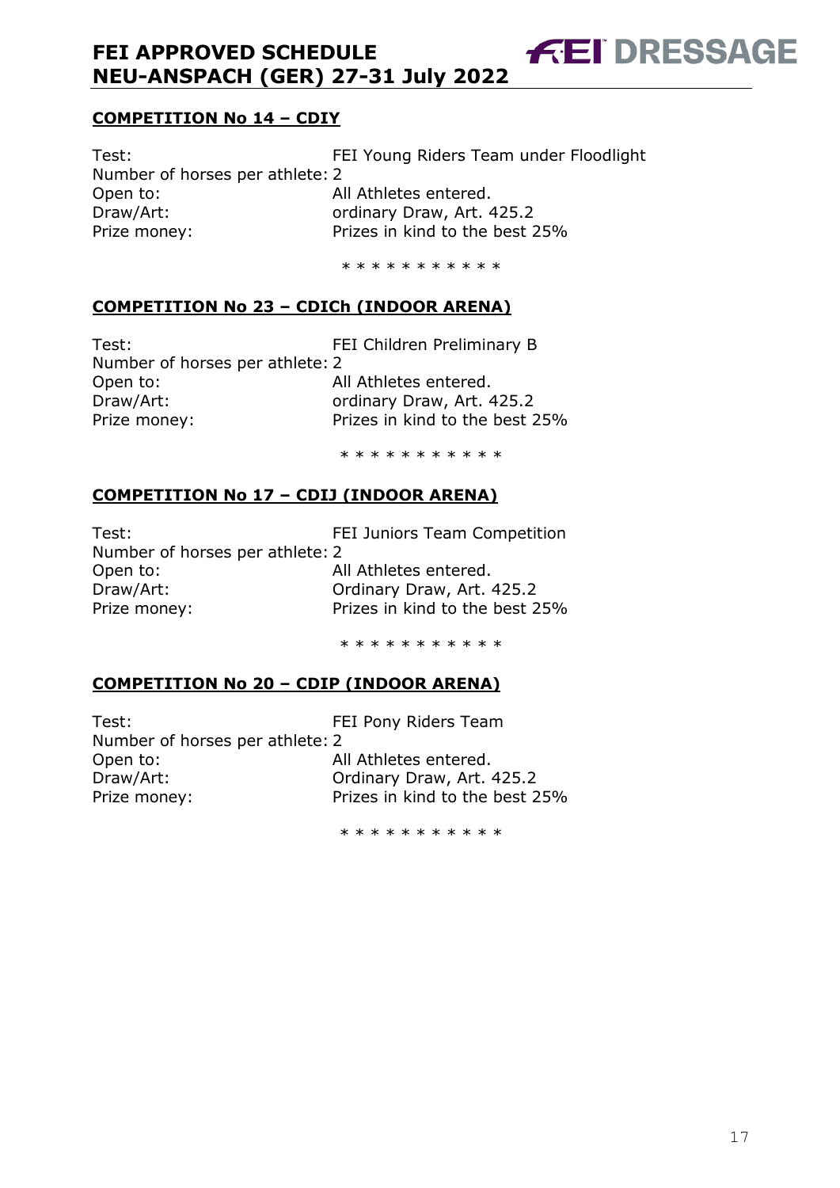## COMPETITION No 14 – CDIY

Test: FEI Young Riders Team under Floodlight
Number of horses per athlete: 2
Open to: All Athletes entered.
Draw/Art: ordinary Draw, Art. 425.2
Prize money: Prizes in kind to the best 25%

* * * * * * * * * * *

## COMPETITION No 23 – CDICh (INDOOR ARENA)

Test: FEI Children Preliminary B
Number of horses per athlete: 2
Open to: All Athletes entered.
Draw/Art: ordinary Draw, Art. 425.2
Prize money: Prizes in kind to the best 25%

* * * * * * * * * * *

## COMPETITION No 17 – CDIJ (INDOOR ARENA)

Test: FEI Juniors Team Competition
Number of horses per athlete: 2
Open to: All Athletes entered.
Draw/Art: Ordinary Draw, Art. 425.2
Prize money: Prizes in kind to the best 25%

* * * * * * * * * * *

## COMPETITION No 20 – CDIP (INDOOR ARENA)

Test: FEI Pony Riders Team
Number of horses per athlete: 2
Open to: All Athletes entered.
Draw/Art: Ordinary Draw, Art. 425.2
Prize money: Prizes in kind to the best 25%

* * * * * * * * * * *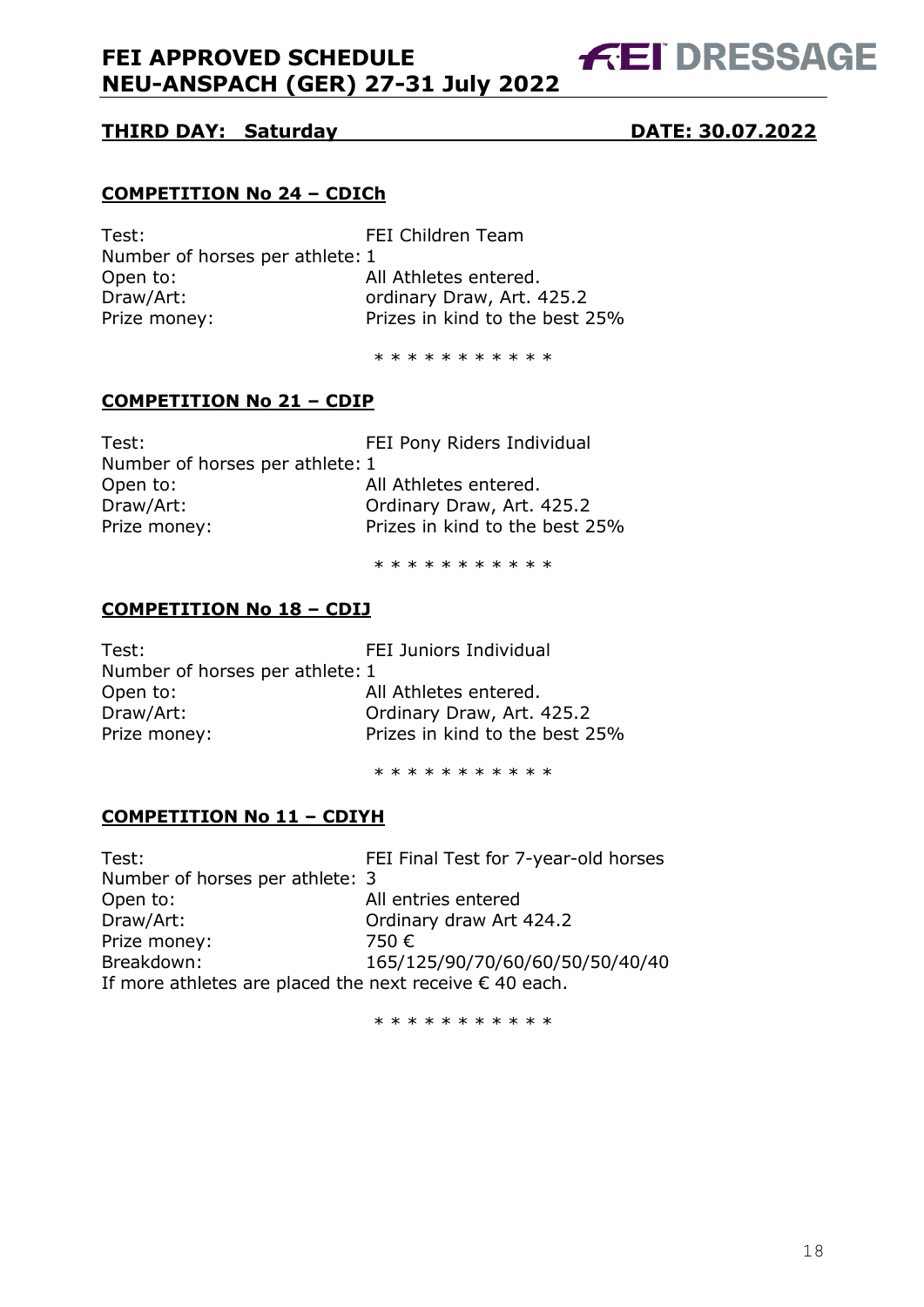## THIRD DAY: Saturday DATE: 30.07.2022

### COMPETITION No 24 – CDICh

Test: FEI Children Team
Number of horses per athlete: 1
Open to: All Athletes entered.
Draw/Art: ordinary Draw, Art. 425.2
Prize money: Prizes in kind to the best 25%

* * * * * * * * * * *

### COMPETITION No 21 – CDIP

Test: FEI Pony Riders Individual
Number of horses per athlete: 1
Open to: All Athletes entered.
Draw/Art: Ordinary Draw, Art. 425.2
Prize money: Prizes in kind to the best 25%

* * * * * * * * * * *

### COMPETITION No 18 – CDIJ

Test: FEI Juniors Individual
Number of horses per athlete: 1
Open to: All Athletes entered.
Draw/Art: Ordinary Draw, Art. 425.2
Prize money: Prizes in kind to the best 25%

* * * * * * * * * * *

### COMPETITION No 11 – CDIYH

Test: FEI Final Test for 7-year-old horses
Number of horses per athlete: 3
Open to: All entries entered
Draw/Art: Ordinary draw Art 424.2
Prize money: 750 €
Breakdown: 165/125/90/70/60/60/50/50/40/40
If more athletes are placed the next receive € 40 each.

* * * * * * * * * * *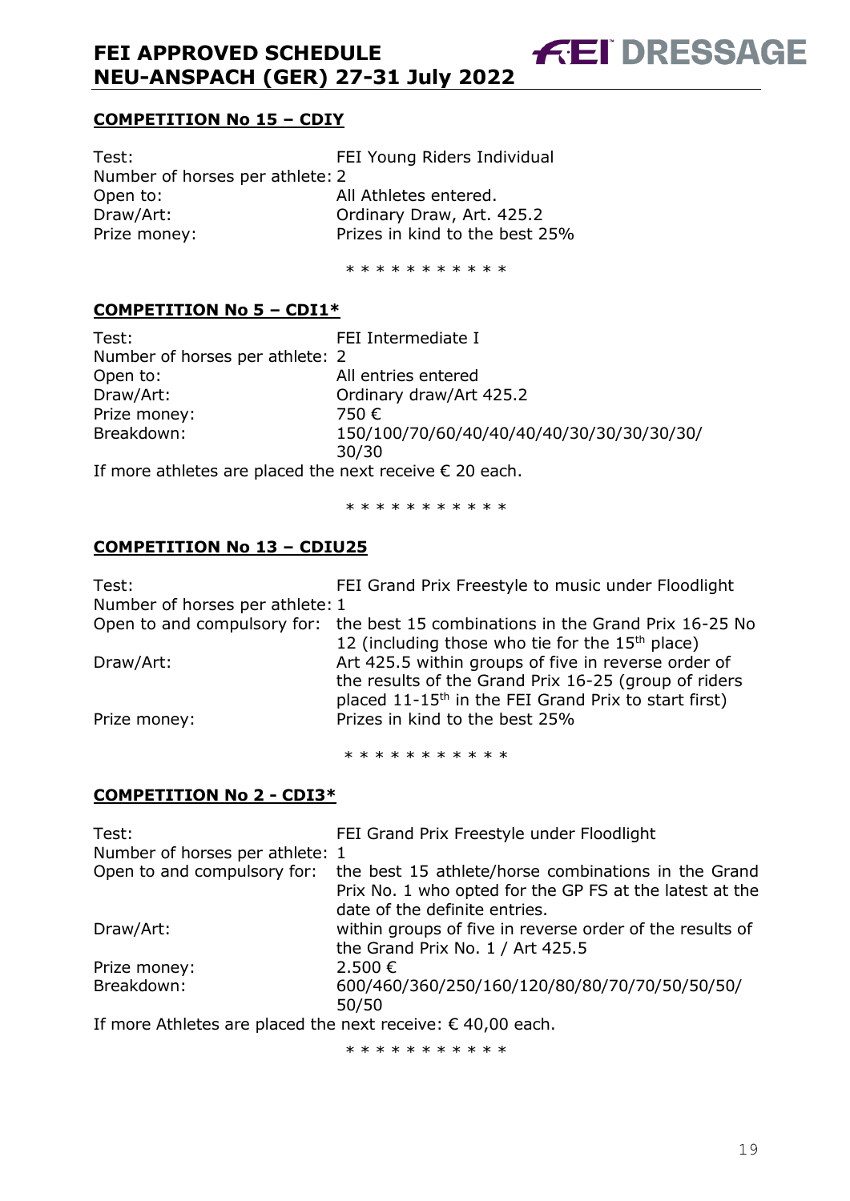## COMPETITION No 15 – CDIY

| | |
|---|---|
| Test: | FEI Young Riders Individual |
| Number of horses per athlete: | 2 |
| Open to: | All Athletes entered. |
| Draw/Art: | Ordinary Draw, Art. 425.2 |
| Prize money: | Prizes in kind to the best 25% |

\* \* \* \* \* \* \* \* \* \* \*

## COMPETITION No 5 – CDI1*

| | |
|---|---|
| Test: | FEI Intermediate I |
| Number of horses per athlete: | 2 |
| Open to: | All entries entered |
| Draw/Art: | Ordinary draw/Art 425.2 |
| Prize money: | 750 € |
| Breakdown: | 150/100/70/60/40/40/40/40/30/30/30/30/30/30/30 |

If more athletes are placed the next receive € 20 each.

\* \* \* \* \* \* \* \* \* \* \*

## COMPETITION No 13 – CDIU25

| | |
|---|---|
| Test: | FEI Grand Prix Freestyle to music under Floodlight |
| Number of horses per athlete: | 1 |
| Open to and compulsory for: | the best 15 combinations in the Grand Prix 16-25 No 12 (including those who tie for the 15th place) |
| Draw/Art: | Art 425.5 within groups of five in reverse order of the results of the Grand Prix 16-25 (group of riders placed 11-15th in the FEI Grand Prix to start first) |
| Prize money: | Prizes in kind to the best 25% |

\* \* \* \* \* \* \* \* \* \* \*

## COMPETITION No 2 - CDI3*

| | |
|---|---|
| Test: | FEI Grand Prix Freestyle under Floodlight |
| Number of horses per athlete: | 1 |
| Open to and compulsory for: | the best 15 athlete/horse combinations in the Grand Prix No. 1 who opted for the GP FS at the latest at the date of the definite entries. |
| Draw/Art: | within groups of five in reverse order of the results of the Grand Prix No. 1 / Art 425.5 |
| Prize money: | 2.500 € |
| Breakdown: | 600/460/360/250/160/120/80/80/70/70/50/50/50/50/50 |

If more Athletes are placed the next receive: € 40,00 each.

\* \* \* \* \* \* \* \* \* \* \*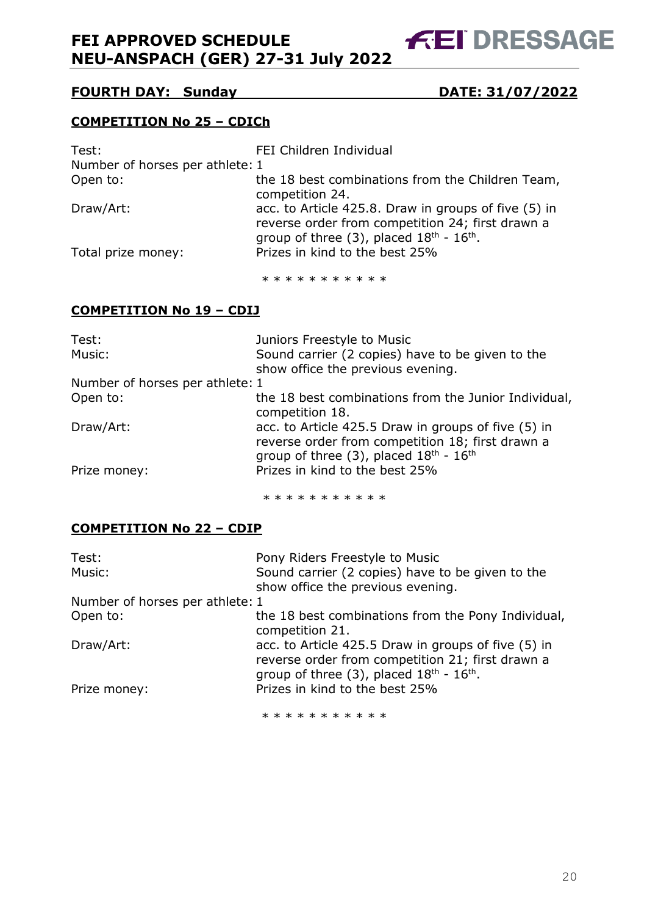## FOURTH DAY: Sunday DATE: 31/07/2022

### COMPETITION No 25 – CDICh

| | |
|---|---|
| Test: | FEI Children Individual |
| Number of horses per athlete: | 1 |
| Open to: | the 18 best combinations from the Children Team, competition 24. |
| Draw/Art: | acc. to Article 425.8. Draw in groups of five (5) in reverse order from competition 24; first drawn a group of three (3), placed 18th - 16th. |
| Total prize money: | Prizes in kind to the best 25% |

\* \* \* \* \* \* \* \* \* \* \*

### COMPETITION No 19 – CDIJ

| | |
|---|---|
| Test: | Juniors Freestyle to Music |
| Music: | Sound carrier (2 copies) have to be given to the show office the previous evening. |
| Number of horses per athlete: | 1 |
| Open to: | the 18 best combinations from the Junior Individual, competition 18. |
| Draw/Art: | acc. to Article 425.5 Draw in groups of five (5) in reverse order from competition 18; first drawn a group of three (3), placed 18th - 16th |
| Prize money: | Prizes in kind to the best 25% |

\* \* \* \* \* \* \* \* \* \* \*

### COMPETITION No 22 – CDIP

| | |
|---|---|
| Test: | Pony Riders Freestyle to Music |
| Music: | Sound carrier (2 copies) have to be given to the show office the previous evening. |
| Number of horses per athlete: | 1 |
| Open to: | the 18 best combinations from the Pony Individual, competition 21. |
| Draw/Art: | acc. to Article 425.5 Draw in groups of five (5) in reverse order from competition 21; first drawn a group of three (3), placed 18th - 16th. |
| Prize money: | Prizes in kind to the best 25% |

\* \* \* \* \* \* \* \* \* \* \*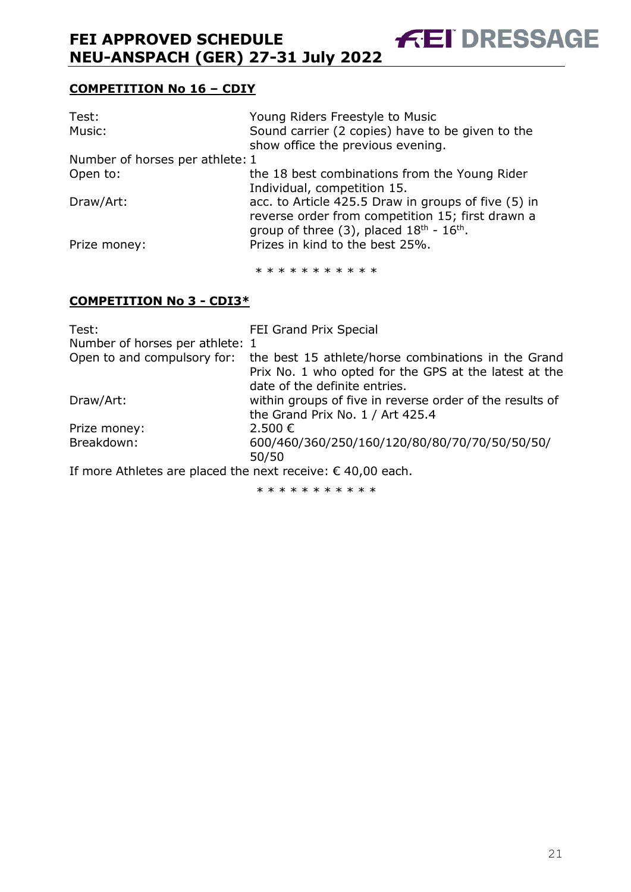## COMPETITION No 16 – CDIY

| | |
|---|---|
| Test: | Young Riders Freestyle to Music |
| Music: | Sound carrier (2 copies) have to be given to the show office the previous evening. |
| Number of horses per athlete: | 1 |
| Open to: | the 18 best combinations from the Young Rider Individual, competition 15. |
| Draw/Art: | acc. to Article 425.5 Draw in groups of five (5) in reverse order from competition 15; first drawn a group of three (3), placed 18th - 16th. |
| Prize money: | Prizes in kind to the best 25%. |

* * * * * * * * * * *

## COMPETITION No 3 - CDI3*

| | |
|---|---|
| Test: | FEI Grand Prix Special |
| Number of horses per athlete: | 1 |
| Open to and compulsory for: | the best 15 athlete/horse combinations in the Grand Prix No. 1 who opted for the GPS at the latest at the date of the definite entries. |
| Draw/Art: | within groups of five in reverse order of the results of the Grand Prix No. 1 / Art 425.4 |
| Prize money: | 2.500 € |
| Breakdown: | 600/460/360/250/160/120/80/80/70/70/50/50/50/50/50 |

If more Athletes are placed the next receive: € 40,00 each.

* * * * * * * * * * *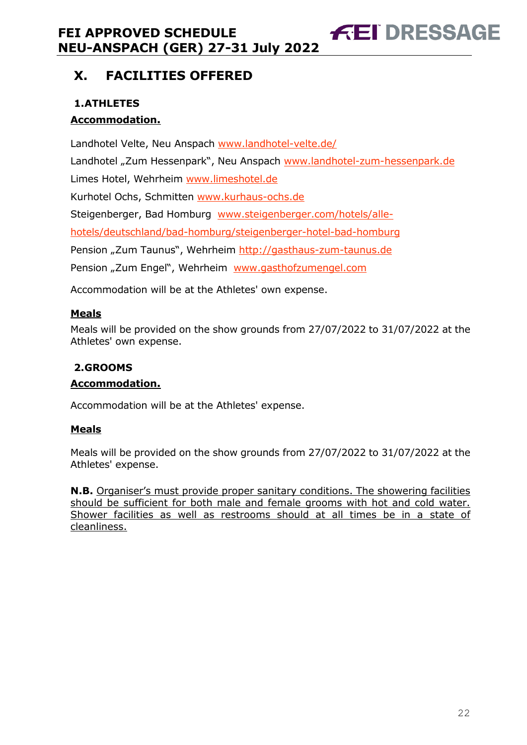# X. FACILITIES OFFERED

## 1. ATHLETES

### Accommodation.

Landhotel Velte, Neu Anspach www.landhotel-velte.de/

Landhotel „Zum Hessenpark", Neu Anspach www.landhotel-zum-hessenpark.de

Limes Hotel, Wehrheim www.limeshotel.de

Kurhotel Ochs, Schmitten www.kurhaus-ochs.de

Steigenberger, Bad Homburg www.steigenberger.com/hotels/alle-hotels/deutschland/bad-homburg/steigenberger-hotel-bad-homburg

Pension „Zum Taunus", Wehrheim http://gasthaus-zum-taunus.de

Pension „Zum Engel", Wehrheim www.gasthofzumengel.com

Accommodation will be at the Athletes' own expense.

### Meals

Meals will be provided on the show grounds from 27/07/2022 to 31/07/2022 at the Athletes' own expense.

## 2. GROOMS

### Accommodation.

Accommodation will be at the Athletes' expense.

### Meals

Meals will be provided on the show grounds from 27/07/2022 to 31/07/2022 at the Athletes' expense.

**N.B.** Organiser's must provide proper sanitary conditions. The showering facilities should be sufficient for both male and female grooms with hot and cold water. Shower facilities as well as restrooms should at all times be in a state of cleanliness.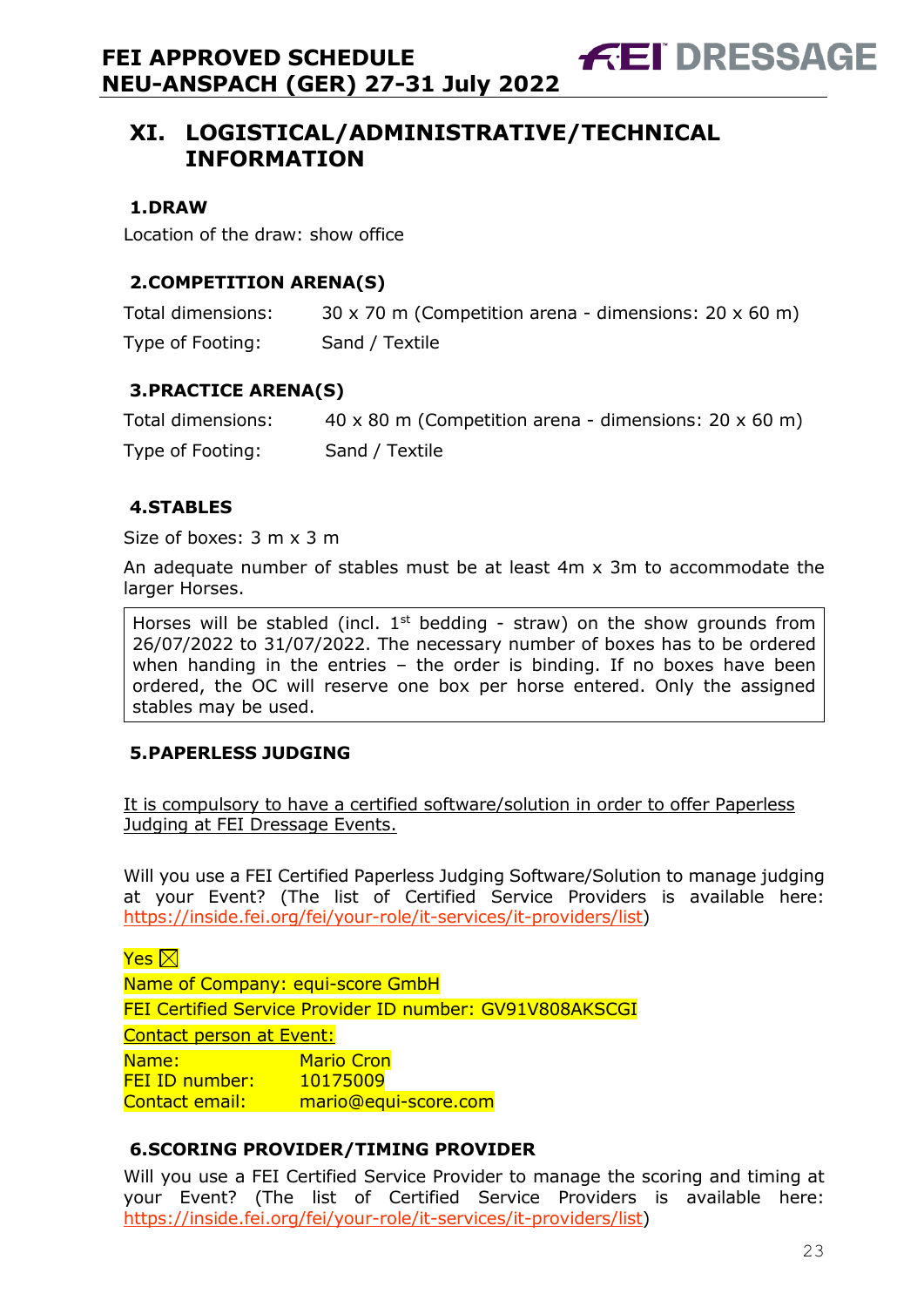## XI. LOGISTICAL/ADMINISTRATIVE/TECHNICAL INFORMATION

### 1.DRAW

Location of the draw: show office

### 2.COMPETITION ARENA(S)

| | |
|---|---|
| Total dimensions: | 30 x 70 m (Competition arena - dimensions: 20 x 60 m) |
| Type of Footing: | Sand / Textile |

### 3.PRACTICE ARENA(S)

| | |
|---|---|
| Total dimensions: | 40 x 80 m (Competition arena - dimensions: 20 x 60 m) |
| Type of Footing: | Sand / Textile |

### 4.STABLES

Size of boxes: 3 m x 3 m

An adequate number of stables must be at least 4m x 3m to accommodate the larger Horses.

Horses will be stabled (incl. 1st bedding - straw) on the show grounds from 26/07/2022 to 31/07/2022. The necessary number of boxes has to be ordered when handing in the entries – the order is binding. If no boxes have been ordered, the OC will reserve one box per horse entered. Only the assigned stables may be used.

### 5.PAPERLESS JUDGING

It is compulsory to have a certified software/solution in order to offer Paperless Judging at FEI Dressage Events.

Will you use a FEI Certified Paperless Judging Software/Solution to manage judging at your Event? (The list of Certified Service Providers is available here: https://inside.fei.org/fei/your-role/it-services/it-providers/list)

Yes ☒

Name of Company: equi-score GmbH

FEI Certified Service Provider ID number: GV91V808AKSCGI

Contact person at Event:

| | |
|---|---|
| Name: | Mario Cron |
| FEI ID number: | 10175009 |
| Contact email: | mario@equi-score.com |

### 6.SCORING PROVIDER/TIMING PROVIDER

Will you use a FEI Certified Service Provider to manage the scoring and timing at your Event? (The list of Certified Service Providers is available here: https://inside.fei.org/fei/your-role/it-services/it-providers/list)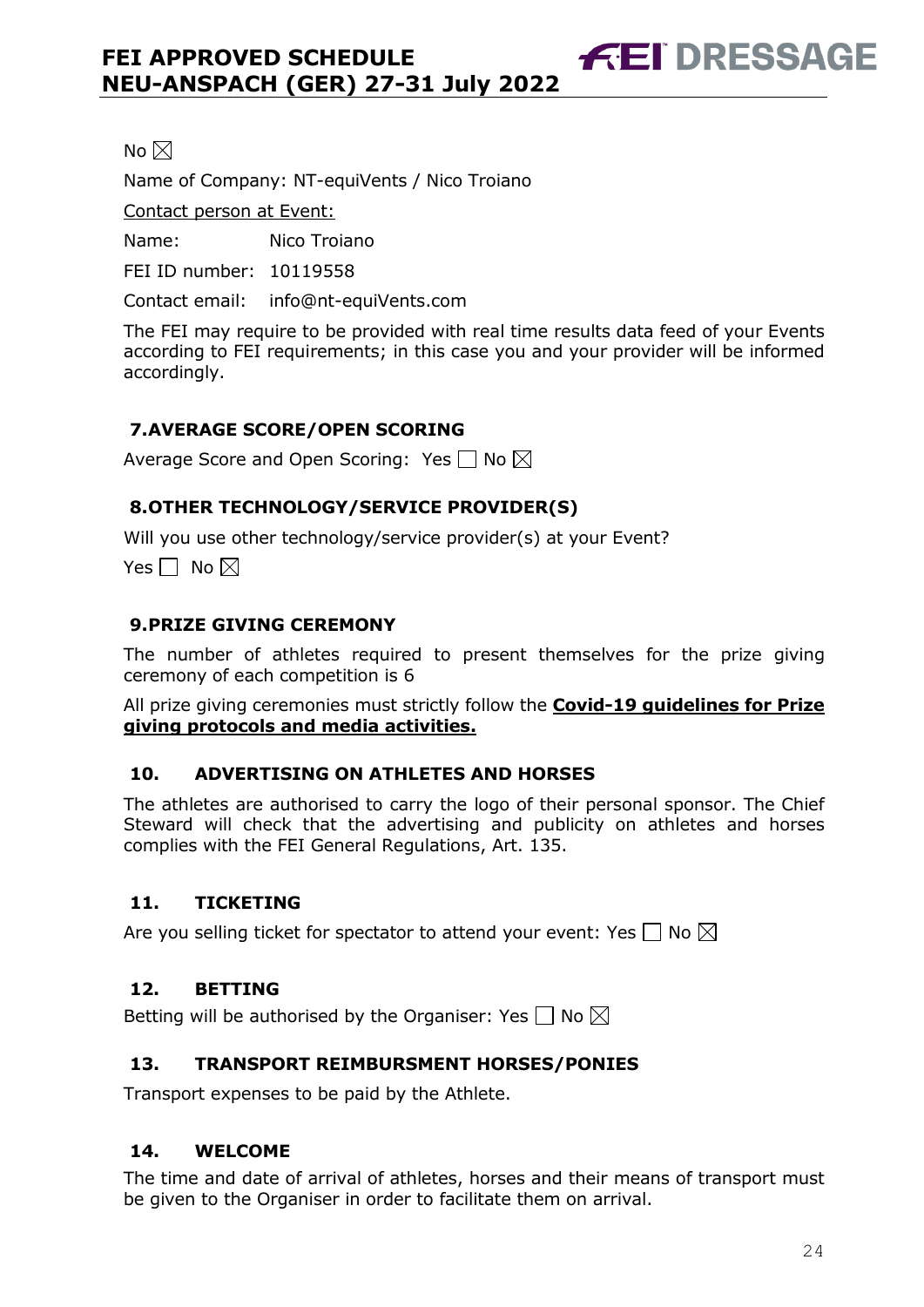No ☒

Name of Company: NT-equiVents / Nico Troiano

Contact person at Event:

Name: Nico Troiano

FEI ID number: 10119558

Contact email: info@nt-equiVents.com

The FEI may require to be provided with real time results data feed of your Events according to FEI requirements; in this case you and your provider will be informed accordingly.

## 7.AVERAGE SCORE/OPEN SCORING

Average Score and Open Scoring: Yes ☐ No ☒

## 8.OTHER TECHNOLOGY/SERVICE PROVIDER(S)

Will you use other technology/service provider(s) at your Event?

Yes ☐ No ☒

## 9.PRIZE GIVING CEREMONY

The number of athletes required to present themselves for the prize giving ceremony of each competition is 6

All prize giving ceremonies must strictly follow the **Covid-19 guidelines for Prize giving protocols and media activities.**

## 10. ADVERTISING ON ATHLETES AND HORSES

The athletes are authorised to carry the logo of their personal sponsor. The Chief Steward will check that the advertising and publicity on athletes and horses complies with the FEI General Regulations, Art. 135.

## 11. TICKETING

Are you selling ticket for spectator to attend your event: Yes ☐ No ☒

## 12. BETTING

Betting will be authorised by the Organiser: Yes ☐ No ☒

## 13. TRANSPORT REIMBURSMENT HORSES/PONIES

Transport expenses to be paid by the Athlete.

## 14. WELCOME

The time and date of arrival of athletes, horses and their means of transport must be given to the Organiser in order to facilitate them on arrival.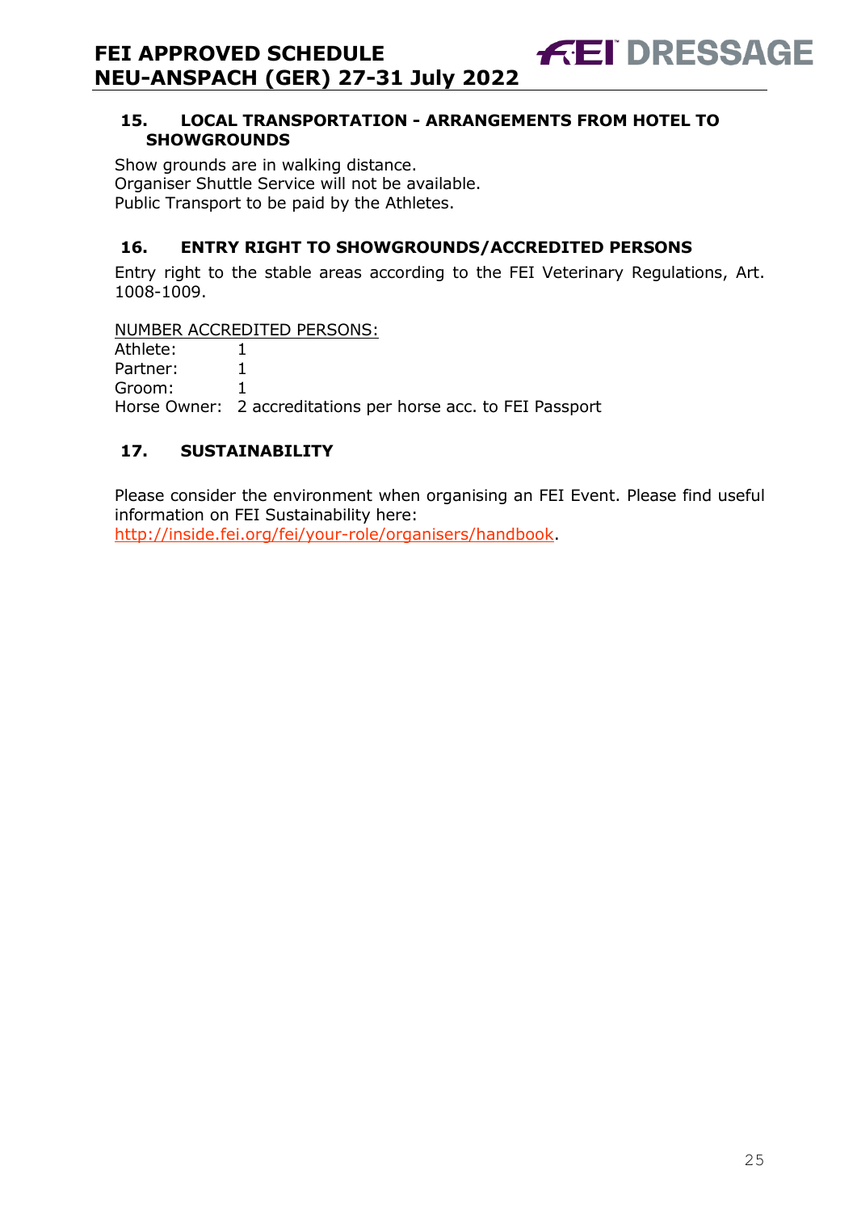## 15. LOCAL TRANSPORTATION - ARRANGEMENTS FROM HOTEL TO SHOWGROUNDS

Show grounds are in walking distance.
Organiser Shuttle Service will not be available.
Public Transport to be paid by the Athletes.

## 16. ENTRY RIGHT TO SHOWGROUNDS/ACCREDITED PERSONS

Entry right to the stable areas according to the FEI Veterinary Regulations, Art. 1008-1009.

NUMBER ACCREDITED PERSONS:

| | |
|---|---|
| Athlete: | 1 |
| Partner: | 1 |
| Groom: | 1 |
| Horse Owner: | 2 accreditations per horse acc. to FEI Passport |

## 17. SUSTAINABILITY

Please consider the environment when organising an FEI Event. Please find useful information on FEI Sustainability here:
[http://inside.fei.org/fei/your-role/organisers/handbook](http://inside.fei.org/fei/your-role/organisers/handbook).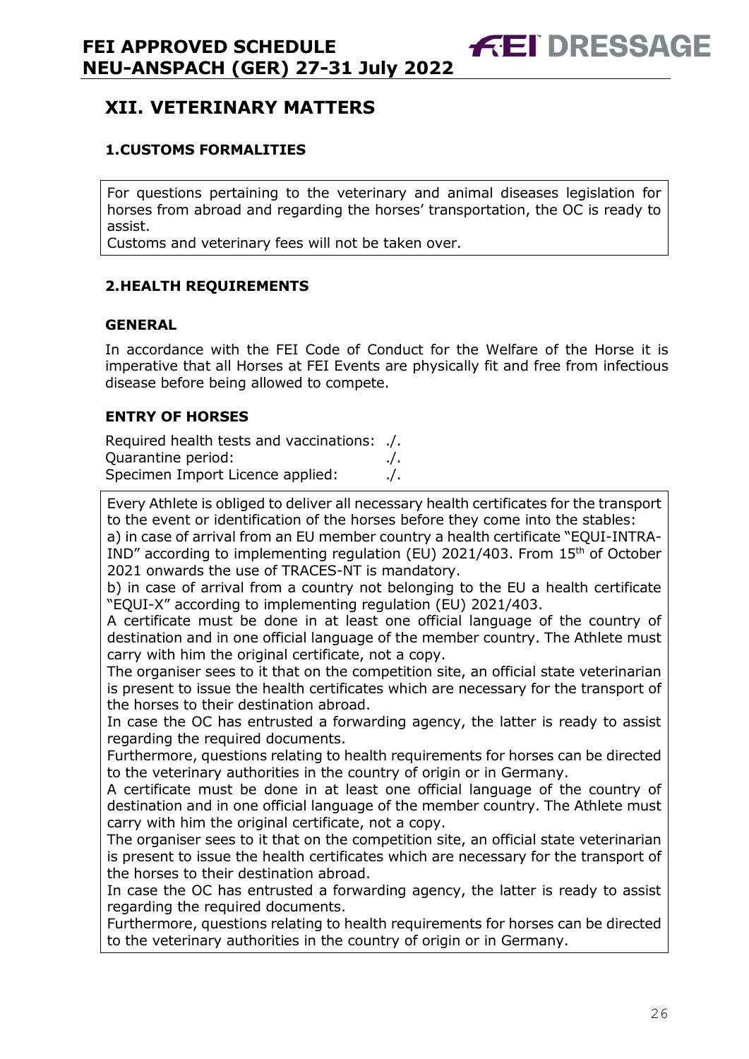## XII. VETERINARY MATTERS

### 1.CUSTOMS FORMALITIES

For questions pertaining to the veterinary and animal diseases legislation for horses from abroad and regarding the horses' transportation, the OC is ready to assist.
Customs and veterinary fees will not be taken over.

### 2.HEALTH REQUIREMENTS

#### GENERAL

In accordance with the FEI Code of Conduct for the Welfare of the Horse it is imperative that all Horses at FEI Events are physically fit and free from infectious disease before being allowed to compete.

#### ENTRY OF HORSES

Required health tests and vaccinations: ./.
Quarantine period: ./.
Specimen Import Licence applied: ./.

Every Athlete is obliged to deliver all necessary health certificates for the transport to the event or identification of the horses before they come into the stables:
a) in case of arrival from an EU member country a health certificate "EQUI-INTRA-IND" according to implementing regulation (EU) 2021/403. From 15th of October 2021 onwards the use of TRACES-NT is mandatory.
b) in case of arrival from a country not belonging to the EU a health certificate "EQUI-X" according to implementing regulation (EU) 2021/403.
A certificate must be done in at least one official language of the country of destination and in one official language of the member country. The Athlete must carry with him the original certificate, not a copy.
The organiser sees to it that on the competition site, an official state veterinarian is present to issue the health certificates which are necessary for the transport of the horses to their destination abroad.
In case the OC has entrusted a forwarding agency, the latter is ready to assist regarding the required documents.
Furthermore, questions relating to health requirements for horses can be directed to the veterinary authorities in the country of origin or in Germany.
A certificate must be done in at least one official language of the country of destination and in one official language of the member country. The Athlete must carry with him the original certificate, not a copy.
The organiser sees to it that on the competition site, an official state veterinarian is present to issue the health certificates which are necessary for the transport of the horses to their destination abroad.
In case the OC has entrusted a forwarding agency, the latter is ready to assist regarding the required documents.
Furthermore, questions relating to health requirements for horses can be directed to the veterinary authorities in the country of origin or in Germany.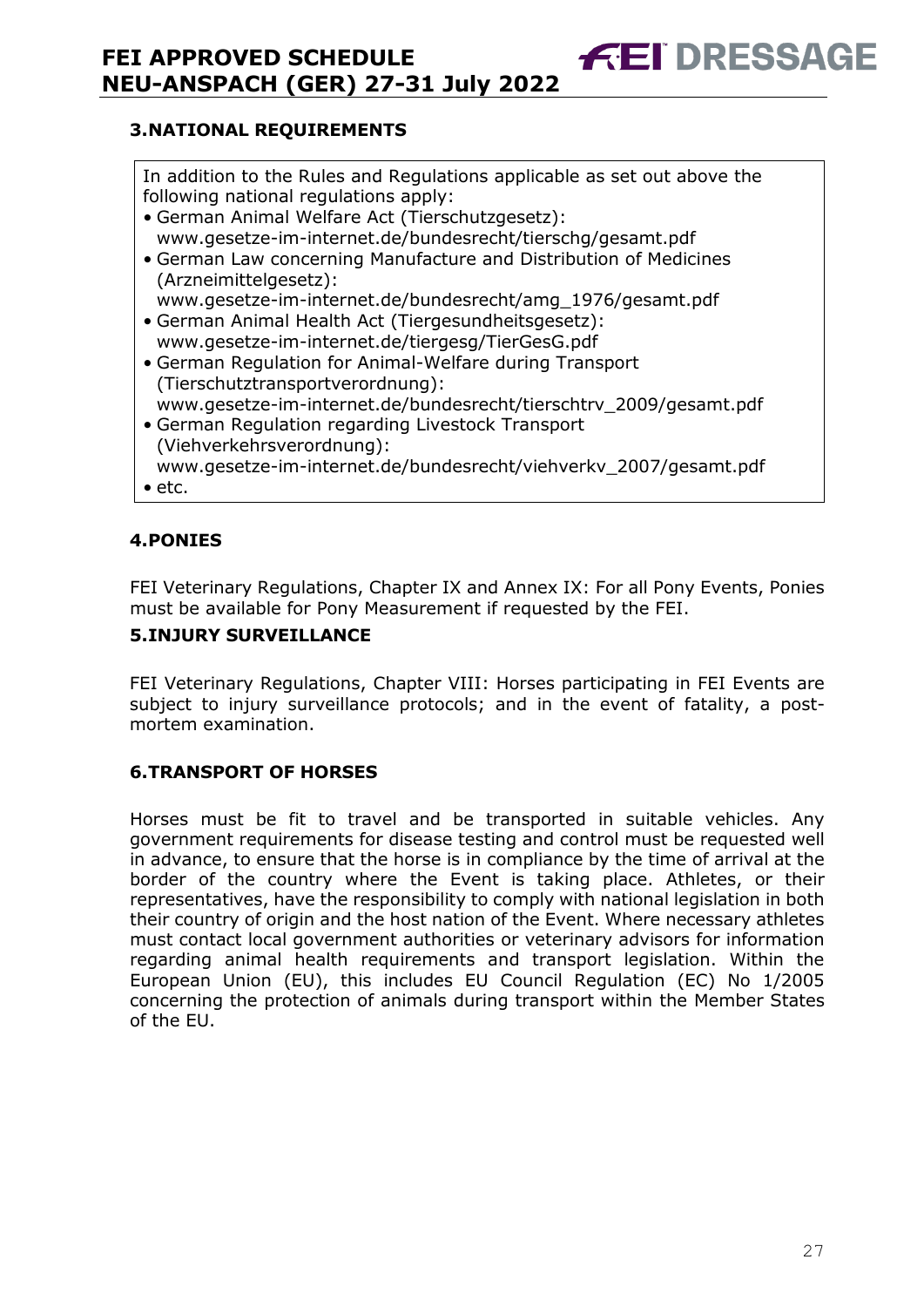## 3. NATIONAL REQUIREMENTS

In addition to the Rules and Regulations applicable as set out above the following national regulations apply:

- German Animal Welfare Act (Tierschutzgesetz): www.gesetze-im-internet.de/bundesrecht/tierschg/gesamt.pdf
- German Law concerning Manufacture and Distribution of Medicines (Arzneimittelgesetz): www.gesetze-im-internet.de/bundesrecht/amg_1976/gesamt.pdf
- German Animal Health Act (Tiergesundheitsgesetz): www.gesetze-im-internet.de/tiergesg/TierGesG.pdf
- German Regulation for Animal-Welfare during Transport (Tierschutztransportverordnung): www.gesetze-im-internet.de/bundesrecht/tierschtrv_2009/gesamt.pdf
- German Regulation regarding Livestock Transport (Viehverkehrsverordnung): www.gesetze-im-internet.de/bundesrecht/viehverkv_2007/gesamt.pdf
- etc.

## 4. PONIES

FEI Veterinary Regulations, Chapter IX and Annex IX: For all Pony Events, Ponies must be available for Pony Measurement if requested by the FEI.

## 5. INJURY SURVEILLANCE

FEI Veterinary Regulations, Chapter VIII: Horses participating in FEI Events are subject to injury surveillance protocols; and in the event of fatality, a post-mortem examination.

## 6. TRANSPORT OF HORSES

Horses must be fit to travel and be transported in suitable vehicles. Any government requirements for disease testing and control must be requested well in advance, to ensure that the horse is in compliance by the time of arrival at the border of the country where the Event is taking place. Athletes, or their representatives, have the responsibility to comply with national legislation in both their country of origin and the host nation of the Event. Where necessary athletes must contact local government authorities or veterinary advisors for information regarding animal health requirements and transport legislation. Within the European Union (EU), this includes EU Council Regulation (EC) No 1/2005 concerning the protection of animals during transport within the Member States of the EU.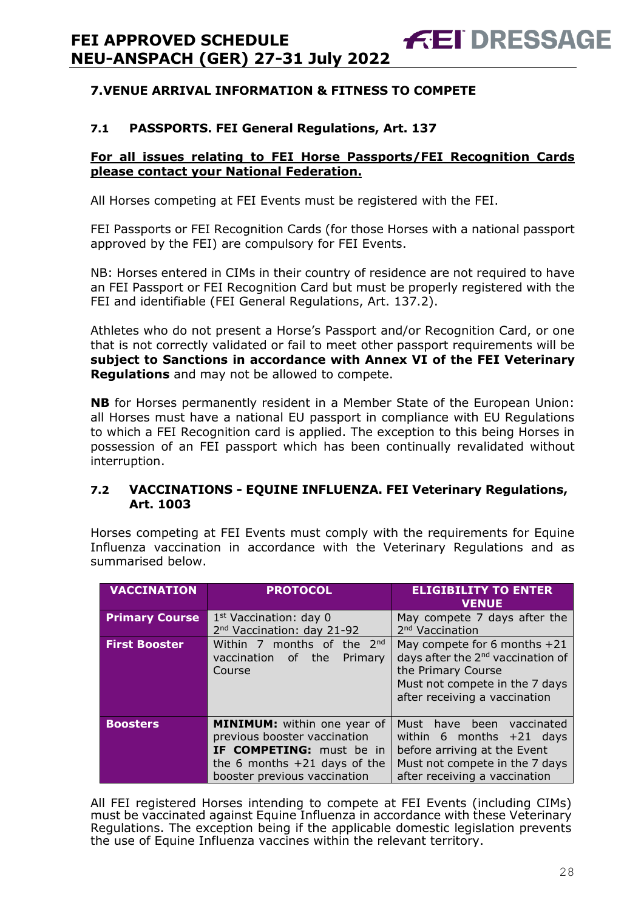## 7.VENUE ARRIVAL INFORMATION & FITNESS TO COMPETE

### 7.1 PASSPORTS. FEI General Regulations, Art. 137

**For all issues relating to FEI Horse Passports/FEI Recognition Cards please contact your National Federation.**

All Horses competing at FEI Events must be registered with the FEI.

FEI Passports or FEI Recognition Cards (for those Horses with a national passport approved by the FEI) are compulsory for FEI Events.

NB: Horses entered in CIMs in their country of residence are not required to have an FEI Passport or FEI Recognition Card but must be properly registered with the FEI and identifiable (FEI General Regulations, Art. 137.2).

Athletes who do not present a Horse's Passport and/or Recognition Card, or one that is not correctly validated or fail to meet other passport requirements will be **subject to Sanctions in accordance with Annex VI of the FEI Veterinary Regulations** and may not be allowed to compete.

**NB** for Horses permanently resident in a Member State of the European Union: all Horses must have a national EU passport in compliance with EU Regulations to which a FEI Recognition card is applied. The exception to this being Horses in possession of an FEI passport which has been continually revalidated without interruption.

### 7.2 VACCINATIONS - EQUINE INFLUENZA. FEI Veterinary Regulations, Art. 1003

Horses competing at FEI Events must comply with the requirements for Equine Influenza vaccination in accordance with the Veterinary Regulations and as summarised below.

| VACCINATION | PROTOCOL | ELIGIBILITY TO ENTER VENUE |
|---|---|---|
| **Primary Course** | 1st Vaccination: day 0<br>2nd Vaccination: day 21-92 | May compete 7 days after the 2nd Vaccination |
| **First Booster** | Within 7 months of the 2nd vaccination of the Primary Course | May compete for 6 months +21 days after the 2nd vaccination of the Primary Course<br>Must not compete in the 7 days after receiving a vaccination |
| **Boosters** | **MINIMUM:** within one year of previous booster vaccination<br>**IF COMPETING:** must be in the 6 months +21 days of the booster previous vaccination | Must have been vaccinated within 6 months +21 days before arriving at the Event<br>Must not compete in the 7 days after receiving a vaccination |

All FEI registered Horses intending to compete at FEI Events (including CIMs) must be vaccinated against Equine Influenza in accordance with these Veterinary Regulations. The exception being if the applicable domestic legislation prevents the use of Equine Influenza vaccines within the relevant territory.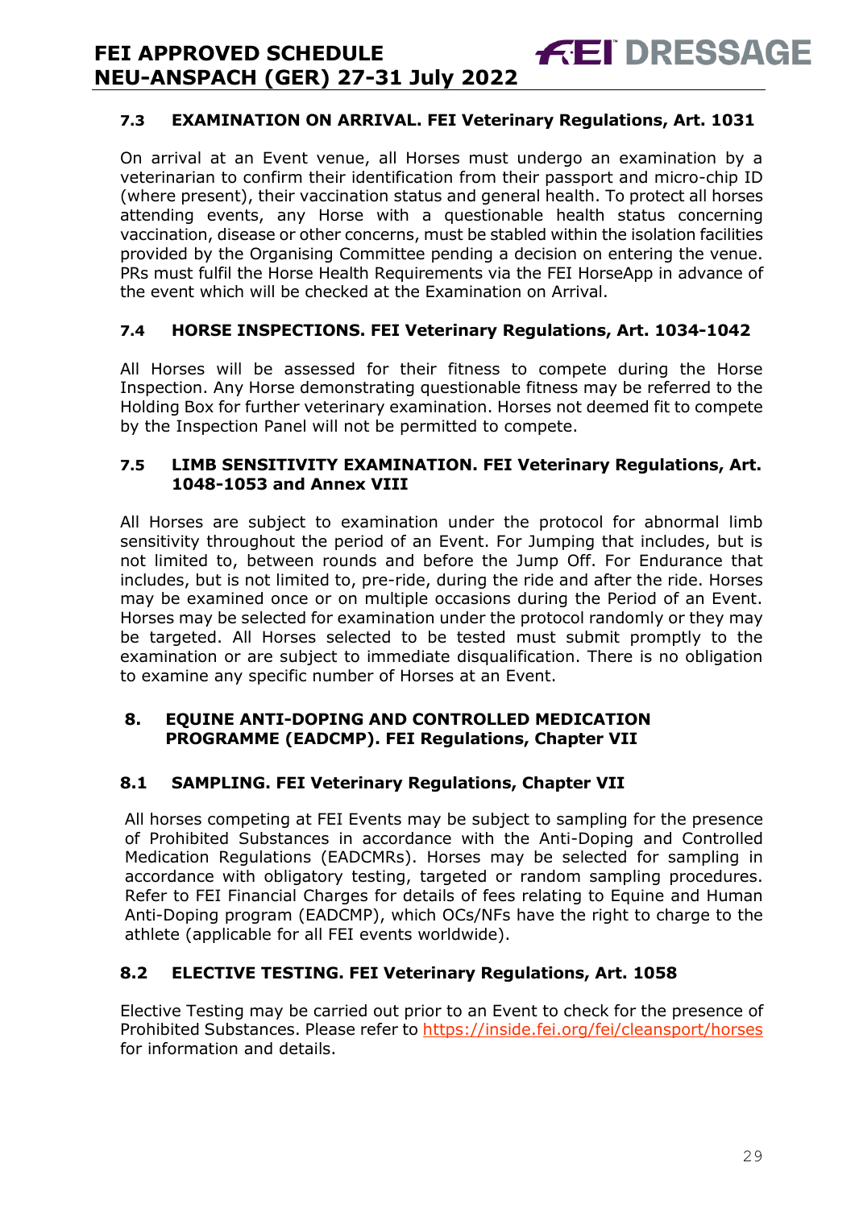### 7.3 EXAMINATION ON ARRIVAL. FEI Veterinary Regulations, Art. 1031

On arrival at an Event venue, all Horses must undergo an examination by a veterinarian to confirm their identification from their passport and micro-chip ID (where present), their vaccination status and general health. To protect all horses attending events, any Horse with a questionable health status concerning vaccination, disease or other concerns, must be stabled within the isolation facilities provided by the Organising Committee pending a decision on entering the venue. PRs must fulfil the Horse Health Requirements via the FEI HorseApp in advance of the event which will be checked at the Examination on Arrival.

### 7.4 HORSE INSPECTIONS. FEI Veterinary Regulations, Art. 1034-1042

All Horses will be assessed for their fitness to compete during the Horse Inspection. Any Horse demonstrating questionable fitness may be referred to the Holding Box for further veterinary examination. Horses not deemed fit to compete by the Inspection Panel will not be permitted to compete.

### 7.5 LIMB SENSITIVITY EXAMINATION. FEI Veterinary Regulations, Art. 1048-1053 and Annex VIII

All Horses are subject to examination under the protocol for abnormal limb sensitivity throughout the period of an Event. For Jumping that includes, but is not limited to, between rounds and before the Jump Off. For Endurance that includes, but is not limited to, pre-ride, during the ride and after the ride. Horses may be examined once or on multiple occasions during the Period of an Event. Horses may be selected for examination under the protocol randomly or they may be targeted. All Horses selected to be tested must submit promptly to the examination or are subject to immediate disqualification. There is no obligation to examine any specific number of Horses at an Event.

## 8. EQUINE ANTI-DOPING AND CONTROLLED MEDICATION PROGRAMME (EADCMP). FEI Regulations, Chapter VII

### 8.1 SAMPLING. FEI Veterinary Regulations, Chapter VII

All horses competing at FEI Events may be subject to sampling for the presence of Prohibited Substances in accordance with the Anti-Doping and Controlled Medication Regulations (EADCMRs). Horses may be selected for sampling in accordance with obligatory testing, targeted or random sampling procedures. Refer to FEI Financial Charges for details of fees relating to Equine and Human Anti-Doping program (EADCMP), which OCs/NFs have the right to charge to the athlete (applicable for all FEI events worldwide).

### 8.2 ELECTIVE TESTING. FEI Veterinary Regulations, Art. 1058

Elective Testing may be carried out prior to an Event to check for the presence of Prohibited Substances. Please refer to https://inside.fei.org/fei/cleansport/horses for information and details.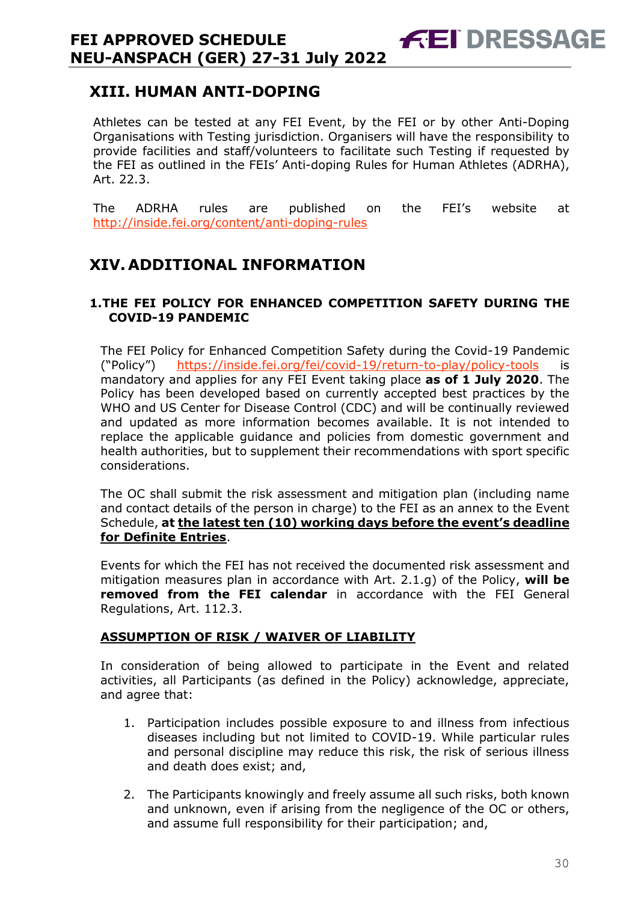## XIII. HUMAN ANTI-DOPING

Athletes can be tested at any FEI Event, by the FEI or by other Anti-Doping Organisations with Testing jurisdiction. Organisers will have the responsibility to provide facilities and staff/volunteers to facilitate such Testing if requested by the FEI as outlined in the FEIs' Anti-doping Rules for Human Athletes (ADRHA), Art. 22.3.

The ADRHA rules are published on the FEI's website at http://inside.fei.org/content/anti-doping-rules

## XIV. ADDITIONAL INFORMATION

### 1. THE FEI POLICY FOR ENHANCED COMPETITION SAFETY DURING THE COVID-19 PANDEMIC

The FEI Policy for Enhanced Competition Safety during the Covid-19 Pandemic ("Policy") https://inside.fei.org/fei/covid-19/return-to-play/policy-tools is mandatory and applies for any FEI Event taking place **as of 1 July 2020**. The Policy has been developed based on currently accepted best practices by the WHO and US Center for Disease Control (CDC) and will be continually reviewed and updated as more information becomes available. It is not intended to replace the applicable guidance and policies from domestic government and health authorities, but to supplement their recommendations with sport specific considerations.

The OC shall submit the risk assessment and mitigation plan (including name and contact details of the person in charge) to the FEI as an annex to the Event Schedule, **at <u>the latest ten (10) working days before the event's deadline for Definite Entries</u>**.

Events for which the FEI has not received the documented risk assessment and mitigation measures plan in accordance with Art. 2.1.g) of the Policy, **will be removed from the FEI calendar** in accordance with the FEI General Regulations, Art. 112.3.

**<u>ASSUMPTION OF RISK / WAIVER OF LIABILITY</u>**

In consideration of being allowed to participate in the Event and related activities, all Participants (as defined in the Policy) acknowledge, appreciate, and agree that:

1. Participation includes possible exposure to and illness from infectious diseases including but not limited to COVID-19. While particular rules and personal discipline may reduce this risk, the risk of serious illness and death does exist; and,
2. The Participants knowingly and freely assume all such risks, both known and unknown, even if arising from the negligence of the OC or others, and assume full responsibility for their participation; and,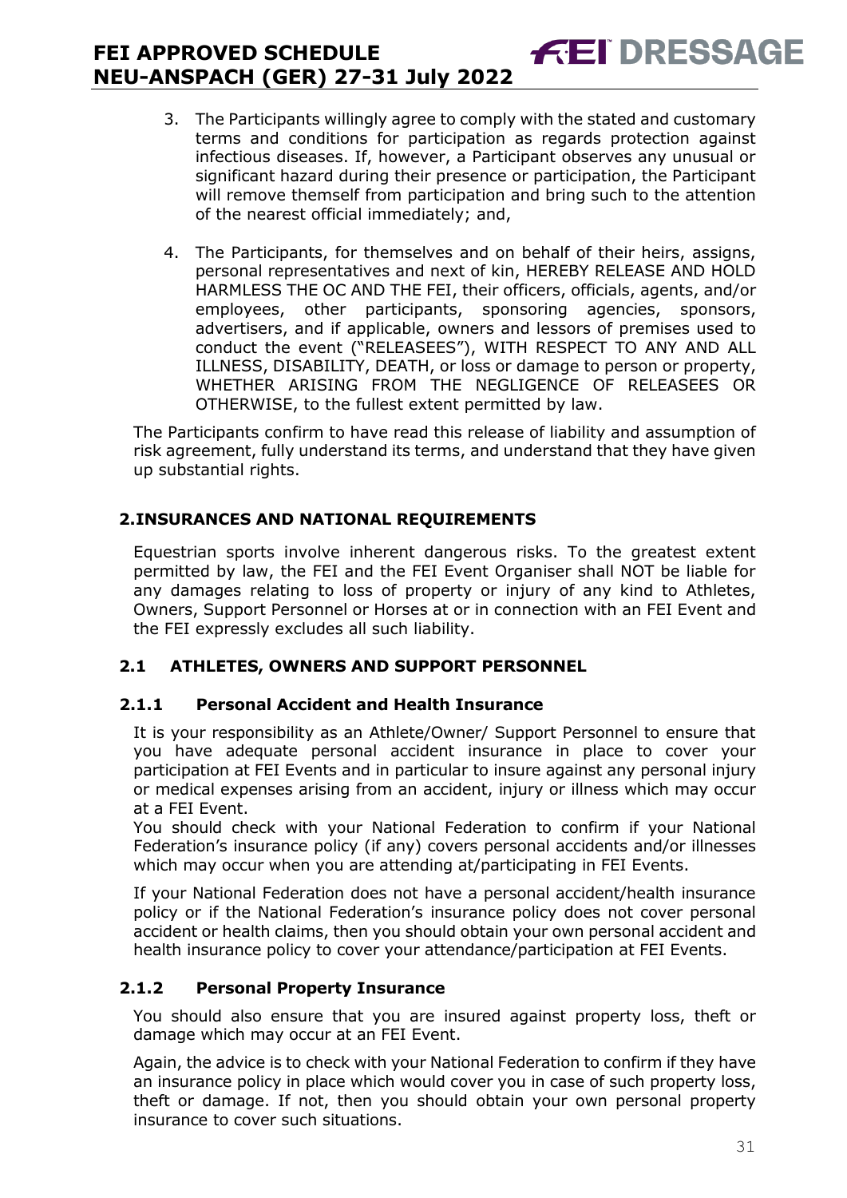3. The Participants willingly agree to comply with the stated and customary terms and conditions for participation as regards protection against infectious diseases. If, however, a Participant observes any unusual or significant hazard during their presence or participation, the Participant will remove themself from participation and bring such to the attention of the nearest official immediately; and,

4. The Participants, for themselves and on behalf of their heirs, assigns, personal representatives and next of kin, HEREBY RELEASE AND HOLD HARMLESS THE OC AND THE FEI, their officers, officials, agents, and/or employees, other participants, sponsoring agencies, sponsors, advertisers, and if applicable, owners and lessors of premises used to conduct the event ("RELEASEES"), WITH RESPECT TO ANY AND ALL ILLNESS, DISABILITY, DEATH, or loss or damage to person or property, WHETHER ARISING FROM THE NEGLIGENCE OF RELEASEES OR OTHERWISE, to the fullest extent permitted by law.

The Participants confirm to have read this release of liability and assumption of risk agreement, fully understand its terms, and understand that they have given up substantial rights.

## 2. INSURANCES AND NATIONAL REQUIREMENTS

Equestrian sports involve inherent dangerous risks. To the greatest extent permitted by law, the FEI and the FEI Event Organiser shall NOT be liable for any damages relating to loss of property or injury of any kind to Athletes, Owners, Support Personnel or Horses at or in connection with an FEI Event and the FEI expressly excludes all such liability.

### 2.1 ATHLETES, OWNERS AND SUPPORT PERSONNEL

#### 2.1.1 Personal Accident and Health Insurance

It is your responsibility as an Athlete/Owner/ Support Personnel to ensure that you have adequate personal accident insurance in place to cover your participation at FEI Events and in particular to insure against any personal injury or medical expenses arising from an accident, injury or illness which may occur at a FEI Event.
You should check with your National Federation to confirm if your National Federation's insurance policy (if any) covers personal accidents and/or illnesses which may occur when you are attending at/participating in FEI Events.

If your National Federation does not have a personal accident/health insurance policy or if the National Federation's insurance policy does not cover personal accident or health claims, then you should obtain your own personal accident and health insurance policy to cover your attendance/participation at FEI Events.

#### 2.1.2 Personal Property Insurance

You should also ensure that you are insured against property loss, theft or damage which may occur at an FEI Event.

Again, the advice is to check with your National Federation to confirm if they have an insurance policy in place which would cover you in case of such property loss, theft or damage. If not, then you should obtain your own personal property insurance to cover such situations.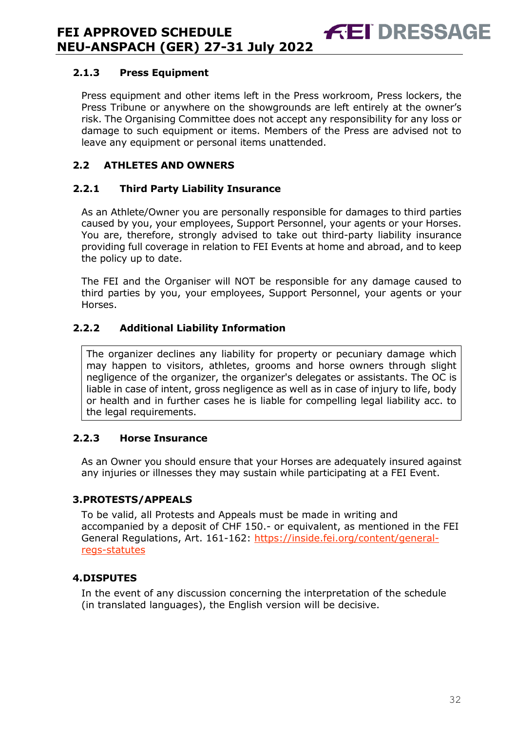### 2.1.3 Press Equipment

Press equipment and other items left in the Press workroom, Press lockers, the Press Tribune or anywhere on the showgrounds are left entirely at the owner's risk. The Organising Committee does not accept any responsibility for any loss or damage to such equipment or items. Members of the Press are advised not to leave any equipment or personal items unattended.

## 2.2 ATHLETES AND OWNERS

### 2.2.1 Third Party Liability Insurance

As an Athlete/Owner you are personally responsible for damages to third parties caused by you, your employees, Support Personnel, your agents or your Horses. You are, therefore, strongly advised to take out third-party liability insurance providing full coverage in relation to FEI Events at home and abroad, and to keep the policy up to date.

The FEI and the Organiser will NOT be responsible for any damage caused to third parties by you, your employees, Support Personnel, your agents or your Horses.

### 2.2.2 Additional Liability Information

The organizer declines any liability for property or pecuniary damage which may happen to visitors, athletes, grooms and horse owners through slight negligence of the organizer, the organizer's delegates or assistants. The OC is liable in case of intent, gross negligence as well as in case of injury to life, body or health and in further cases he is liable for compelling legal liability acc. to the legal requirements.

### 2.2.3 Horse Insurance

As an Owner you should ensure that your Horses are adequately insured against any injuries or illnesses they may sustain while participating at a FEI Event.

## 3. PROTESTS/APPEALS

To be valid, all Protests and Appeals must be made in writing and accompanied by a deposit of CHF 150.- or equivalent, as mentioned in the FEI General Regulations, Art. 161-162: [https://inside.fei.org/content/general-regs-statutes](https://inside.fei.org/content/general-regs-statutes)

## 4. DISPUTES

In the event of any discussion concerning the interpretation of the schedule (in translated languages), the English version will be decisive.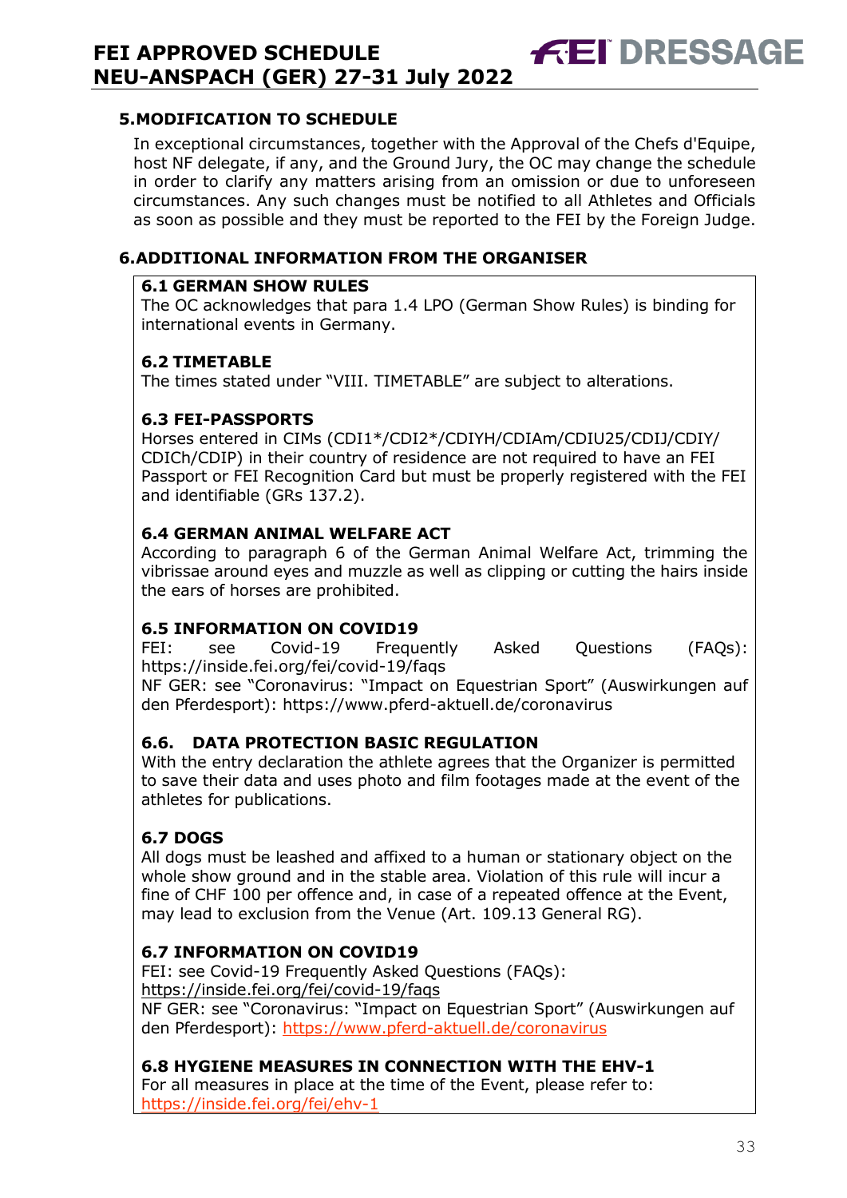## 5. MODIFICATION TO SCHEDULE

In exceptional circumstances, together with the Approval of the Chefs d'Equipe, host NF delegate, if any, and the Ground Jury, the OC may change the schedule in order to clarify any matters arising from an omission or due to unforeseen circumstances. Any such changes must be notified to all Athletes and Officials as soon as possible and they must be reported to the FEI by the Foreign Judge.

## 6. ADDITIONAL INFORMATION FROM THE ORGANISER

### 6.1 GERMAN SHOW RULES

The OC acknowledges that para 1.4 LPO (German Show Rules) is binding for international events in Germany.

### 6.2 TIMETABLE

The times stated under "VIII. TIMETABLE" are subject to alterations.

### 6.3 FEI-PASSPORTS

Horses entered in CIMs (CDI1*/CDI2*/CDIYH/CDIAm/CDIU25/CDIJ/CDIY/CDICh/CDIP) in their country of residence are not required to have an FEI Passport or FEI Recognition Card but must be properly registered with the FEI and identifiable (GRs 137.2).

### 6.4 GERMAN ANIMAL WELFARE ACT

According to paragraph 6 of the German Animal Welfare Act, trimming the vibrissae around eyes and muzzle as well as clipping or cutting the hairs inside the ears of horses are prohibited.

### 6.5 INFORMATION ON COVID19

FEI: see Covid-19 Frequently Asked Questions (FAQs): https://inside.fei.org/fei/covid-19/faqs

NF GER: see "Coronavirus: "Impact on Equestrian Sport" (Auswirkungen auf den Pferdesport): https://www.pferd-aktuell.de/coronavirus

### 6.6. DATA PROTECTION BASIC REGULATION

With the entry declaration the athlete agrees that the Organizer is permitted to save their data and uses photo and film footages made at the event of the athletes for publications.

### 6.7 DOGS

All dogs must be leashed and affixed to a human or stationary object on the whole show ground and in the stable area. Violation of this rule will incur a fine of CHF 100 per offence and, in case of a repeated offence at the Event, may lead to exclusion from the Venue (Art. 109.13 General RG).

### 6.7 INFORMATION ON COVID19

FEI: see Covid-19 Frequently Asked Questions (FAQs):
https://inside.fei.org/fei/covid-19/faqs

NF GER: see "Coronavirus: "Impact on Equestrian Sport" (Auswirkungen auf den Pferdesport): https://www.pferd-aktuell.de/coronavirus

### 6.8 HYGIENE MEASURES IN CONNECTION WITH THE EHV-1

For all measures in place at the time of the Event, please refer to:
https://inside.fei.org/fei/ehv-1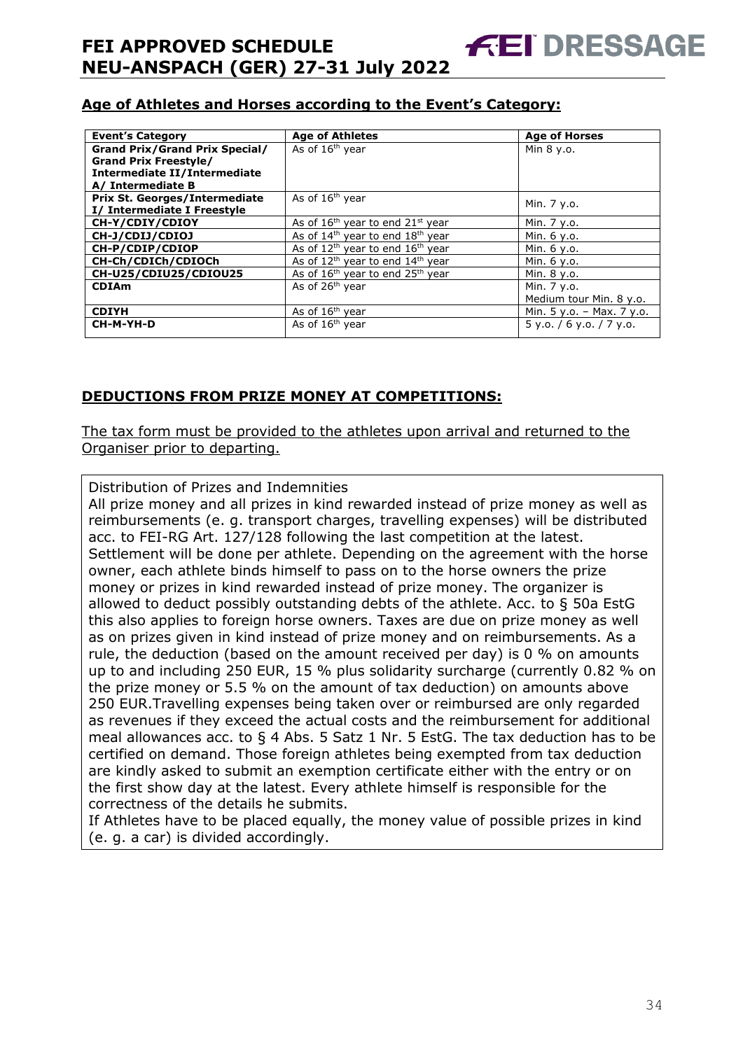## Age of Athletes and Horses according to the Event's Category:

| Event's Category | Age of Athletes | Age of Horses |
|---|---|---|
| **Grand Prix/Grand Prix Special/ Grand Prix Freestyle/ Intermediate II/Intermediate A/ Intermediate B** | As of 16th year | Min 8 y.o. |
| **Prix St. Georges/Intermediate I/ Intermediate I Freestyle** | As of 16th year | Min. 7 y.o. |
| **CH-Y/CDIY/CDIOY** | As of 16th year to end 21st year | Min. 7 y.o. |
| **CH-J/CDIJ/CDIOJ** | As of 14th year to end 18th year | Min. 6 y.o. |
| **CH-P/CDIP/CDIOP** | As of 12th year to end 16th year | Min. 6 y.o. |
| **CH-Ch/CDICh/CDIOCh** | As of 12th year to end 14th year | Min. 6 y.o. |
| **CH-U25/CDIU25/CDIOU25** | As of 16th year to end 25th year | Min. 8 y.o. |
| **CDIAm** | As of 26th year | Min. 7 y.o.<br>Medium tour Min. 8 y.o. |
| **CDIYH** | As of 16th year | Min. 5 y.o. – Max. 7 y.o. |
| **CH-M-YH-D** | As of 16th year | 5 y.o. / 6 y.o. / 7 y.o. |

## DEDUCTIONS FROM PRIZE MONEY AT COMPETITIONS:

The tax form must be provided to the athletes upon arrival and returned to the Organiser prior to departing.

Distribution of Prizes and Indemnities

All prize money and all prizes in kind rewarded instead of prize money as well as reimbursements (e. g. transport charges, travelling expenses) will be distributed acc. to FEI-RG Art. 127/128 following the last competition at the latest. Settlement will be done per athlete. Depending on the agreement with the horse owner, each athlete binds himself to pass on to the horse owners the prize money or prizes in kind rewarded instead of prize money. The organizer is allowed to deduct possibly outstanding debts of the athlete. Acc. to § 50a EstG this also applies to foreign horse owners. Taxes are due on prize money as well as on prizes given in kind instead of prize money and on reimbursements. As a rule, the deduction (based on the amount received per day) is 0 % on amounts up to and including 250 EUR, 15 % plus solidarity surcharge (currently 0.82 % on the prize money or 5.5 % on the amount of tax deduction) on amounts above 250 EUR.Travelling expenses being taken over or reimbursed are only regarded as revenues if they exceed the actual costs and the reimbursement for additional meal allowances acc. to § 4 Abs. 5 Satz 1 Nr. 5 EstG. The tax deduction has to be certified on demand. Those foreign athletes being exempted from tax deduction are kindly asked to submit an exemption certificate either with the entry or on the first show day at the latest. Every athlete himself is responsible for the correctness of the details he submits.

If Athletes have to be placed equally, the money value of possible prizes in kind (e. g. a car) is divided accordingly.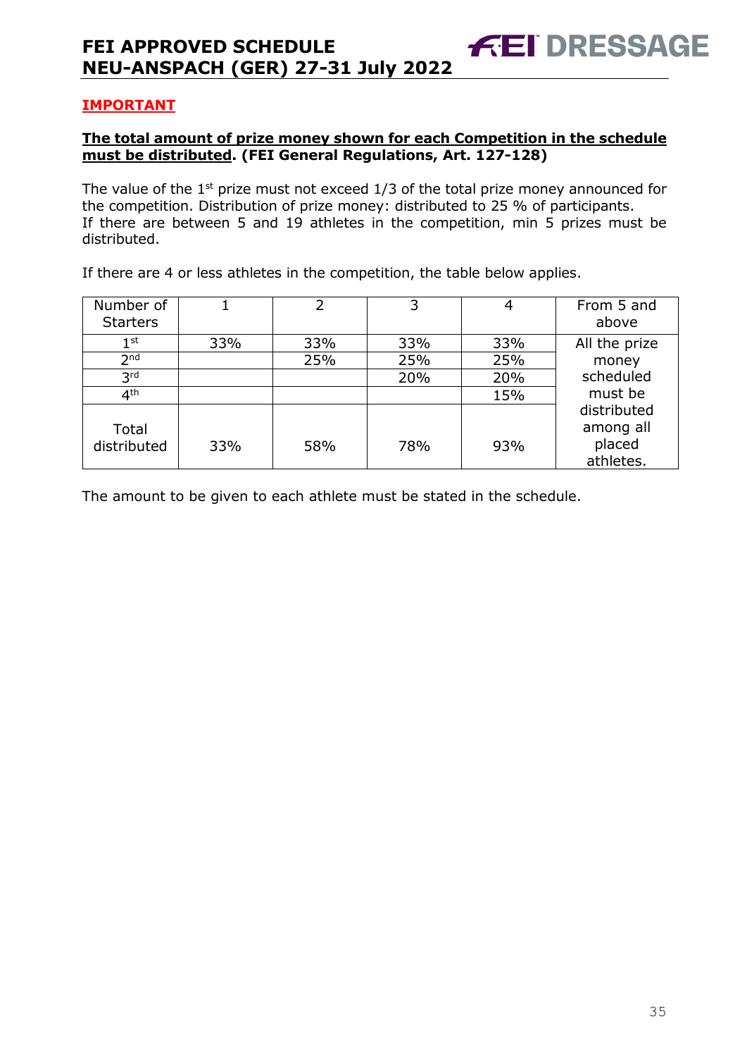**IMPORTANT**

**The total amount of prize money shown for each Competition in the schedule must be distributed. (FEI General Regulations, Art. 127-128)**

The value of the 1st prize must not exceed 1/3 of the total prize money announced for the competition. Distribution of prize money: distributed to 25 % of participants. If there are between 5 and 19 athletes in the competition, min 5 prizes must be distributed.

If there are 4 or less athletes in the competition, the table below applies.

| Number of Starters | 1 | 2 | 3 | 4 | From 5 and above |
|---|---|---|---|---|---|
| 1st | 33% | 33% | 33% | 33% | All the prize money scheduled must be distributed among all placed athletes. |
| 2nd | | 25% | 25% | 25% | |
| 3rd | | | 20% | 20% | |
| 4th | | | | 15% | |
| Total distributed | 33% | 58% | 78% | 93% | |

The amount to be given to each athlete must be stated in the schedule.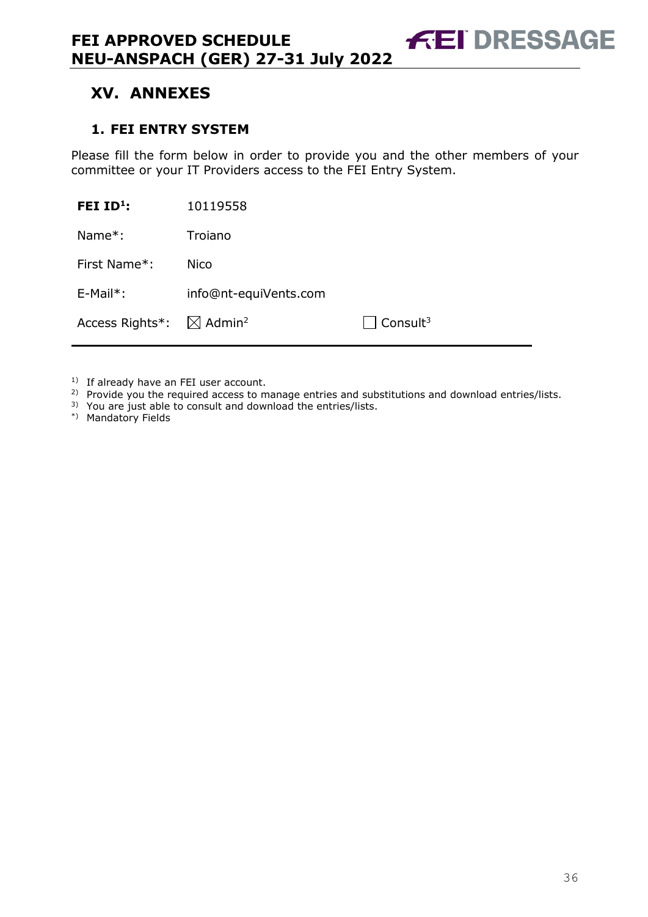## XV. ANNEXES

### 1. FEI ENTRY SYSTEM

Please fill the form below in order to provide you and the other members of your committee or your IT Providers access to the FEI Entry System.

| | | |
|---|---|---|
| **FEI ID[1]:** | 10119558 | |
| Name*: | Troiano | |
| First Name*: | Nico | |
| E-Mail*: | info@nt-equiVents.com | |
| Access Rights*: | ☒ Admin[2] | ☐ Consult[3] |

[1] If already have an FEI user account.
[2] Provide you the required access to manage entries and substitutions and download entries/lists.
[3] You are just able to consult and download the entries/lists.
[*] Mandatory Fields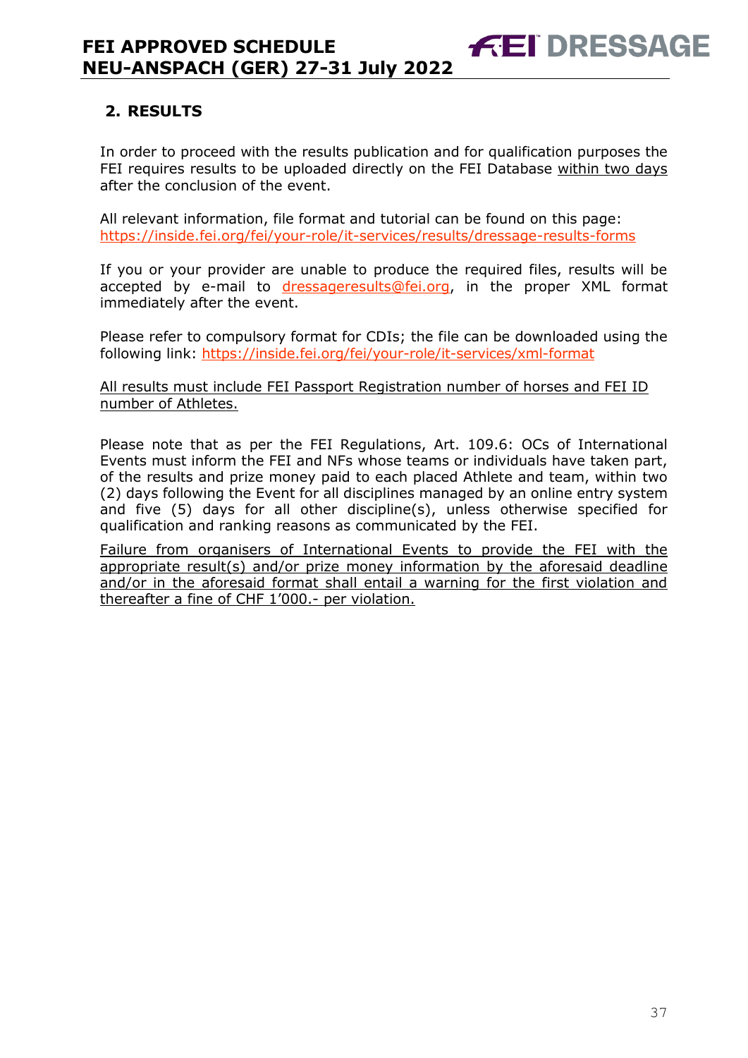## 2. RESULTS

In order to proceed with the results publication and for qualification purposes the FEI requires results to be uploaded directly on the FEI Database within two days after the conclusion of the event.

All relevant information, file format and tutorial can be found on this page: https://inside.fei.org/fei/your-role/it-services/results/dressage-results-forms

If you or your provider are unable to produce the required files, results will be accepted by e-mail to dressageresults@fei.org, in the proper XML format immediately after the event.

Please refer to compulsory format for CDIs; the file can be downloaded using the following link: https://inside.fei.org/fei/your-role/it-services/xml-format

All results must include FEI Passport Registration number of horses and FEI ID number of Athletes.

Please note that as per the FEI Regulations, Art. 109.6: OCs of International Events must inform the FEI and NFs whose teams or individuals have taken part, of the results and prize money paid to each placed Athlete and team, within two (2) days following the Event for all disciplines managed by an online entry system and five (5) days for all other discipline(s), unless otherwise specified for qualification and ranking reasons as communicated by the FEI.

Failure from organisers of International Events to provide the FEI with the appropriate result(s) and/or prize money information by the aforesaid deadline and/or in the aforesaid format shall entail a warning for the first violation and thereafter a fine of CHF 1'000.- per violation.